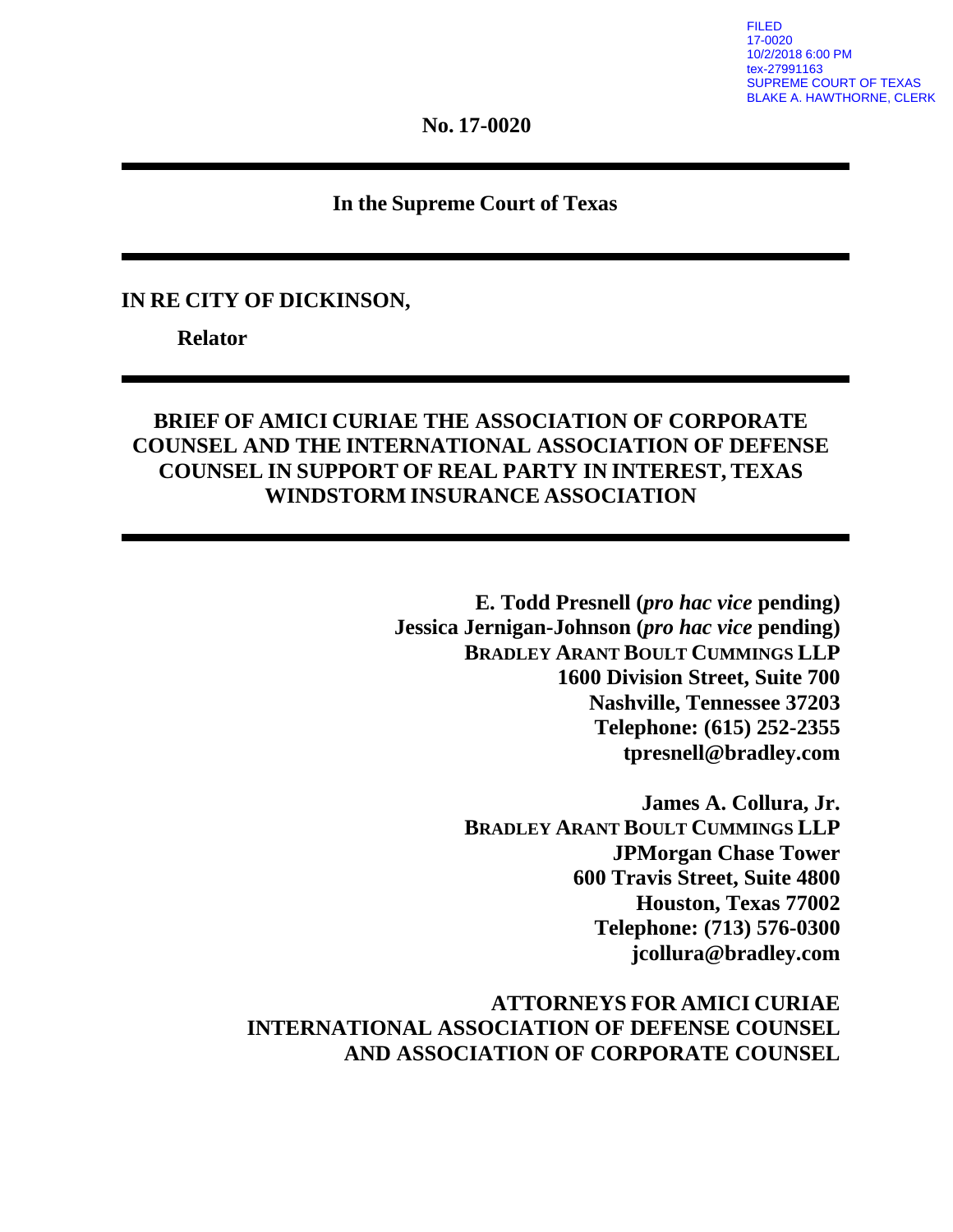FILED
17-0020
10/2/2018 6:00 PM
tex-27991163
SUPREME COURT OF TEXAS
BLAKE A. HAWTHORNE, CLERK

**No. 17-0020**

---

**In the Supreme Court of Texas**

---

**IN RE CITY OF DICKINSON,**

**Relator**

---

**BRIEF OF AMICI CURIAE THE ASSOCIATION OF CORPORATE COUNSEL AND THE INTERNATIONAL ASSOCIATION OF DEFENSE COUNSEL IN SUPPORT OF REAL PARTY IN INTEREST, TEXAS WINDSTORM INSURANCE ASSOCIATION**

---

**E. Todd Presnell (*pro hac vice* pending)**
**Jessica Jernigan-Johnson (*pro hac vice* pending)**
**BRADLEY ARANT BOULT CUMMINGS LLP**
**1600 Division Street, Suite 700**
**Nashville, Tennessee 37203**
**Telephone: (615) 252-2355**
**tpresnell@bradley.com**

**James A. Collura, Jr.**
**BRADLEY ARANT BOULT CUMMINGS LLP**
**JPMorgan Chase Tower**
**600 Travis Street, Suite 4800**
**Houston, Texas 77002**
**Telephone: (713) 576-0300**
**jcollura@bradley.com**

**ATTORNEYS FOR AMICI CURIAE INTERNATIONAL ASSOCIATION OF DEFENSE COUNSEL AND ASSOCIATION OF CORPORATE COUNSEL**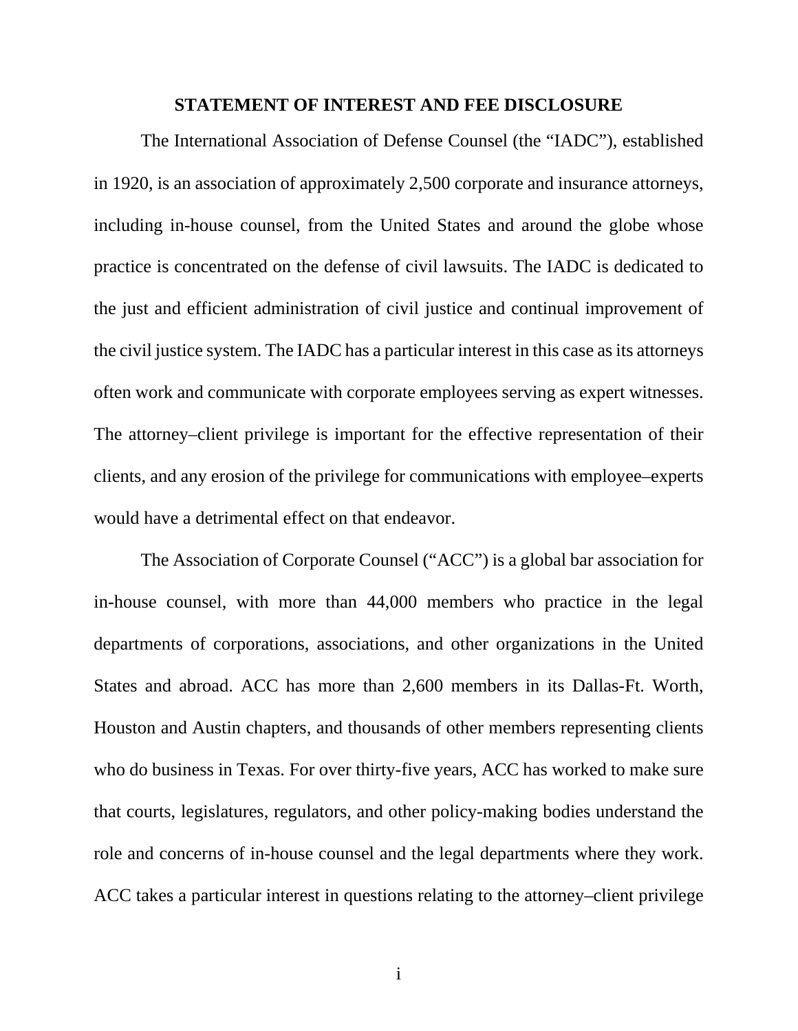## STATEMENT OF INTEREST AND FEE DISCLOSURE

The International Association of Defense Counsel (the "IADC"), established in 1920, is an association of approximately 2,500 corporate and insurance attorneys, including in-house counsel, from the United States and around the globe whose practice is concentrated on the defense of civil lawsuits. The IADC is dedicated to the just and efficient administration of civil justice and continual improvement of the civil justice system. The IADC has a particular interest in this case as its attorneys often work and communicate with corporate employees serving as expert witnesses. The attorney–client privilege is important for the effective representation of their clients, and any erosion of the privilege for communications with employee–experts would have a detrimental effect on that endeavor.

The Association of Corporate Counsel ("ACC") is a global bar association for in-house counsel, with more than 44,000 members who practice in the legal departments of corporations, associations, and other organizations in the United States and abroad. ACC has more than 2,600 members in its Dallas-Ft. Worth, Houston and Austin chapters, and thousands of other members representing clients who do business in Texas. For over thirty-five years, ACC has worked to make sure that courts, legislatures, regulators, and other policy-making bodies understand the role and concerns of in-house counsel and the legal departments where they work. ACC takes a particular interest in questions relating to the attorney–client privilege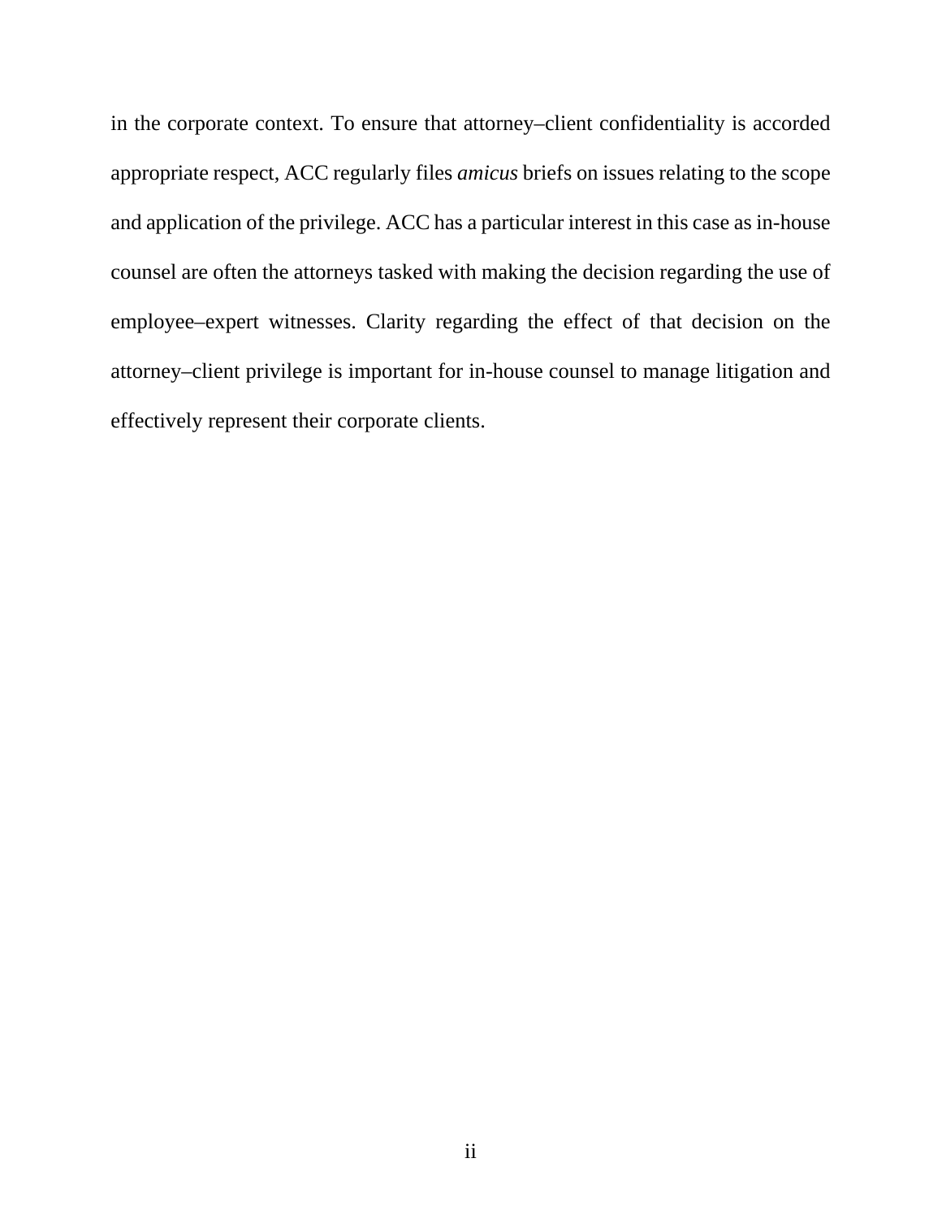in the corporate context. To ensure that attorney–client confidentiality is accorded appropriate respect, ACC regularly files *amicus* briefs on issues relating to the scope and application of the privilege. ACC has a particular interest in this case as in-house counsel are often the attorneys tasked with making the decision regarding the use of employee–expert witnesses. Clarity regarding the effect of that decision on the attorney–client privilege is important for in-house counsel to manage litigation and effectively represent their corporate clients.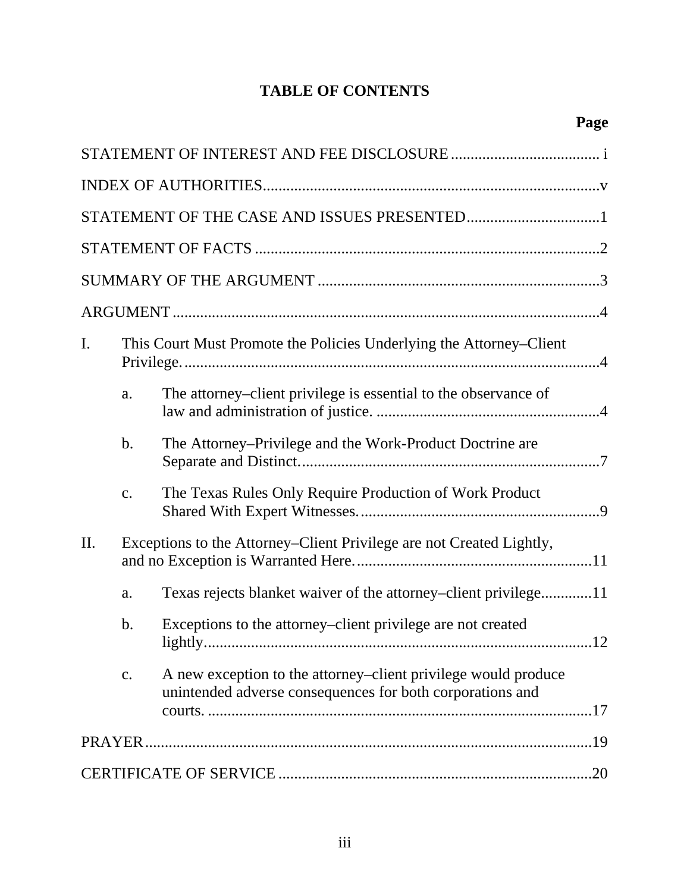# TABLE OF CONTENTS

| | Page |
|---|---|
| STATEMENT OF INTEREST AND FEE DISCLOSURE | i |
| INDEX OF AUTHORITIES | v |
| STATEMENT OF THE CASE AND ISSUES PRESENTED | 1 |
| STATEMENT OF FACTS | 2 |
| SUMMARY OF THE ARGUMENT | 3 |
| ARGUMENT | 4 |
| I. This Court Must Promote the Policies Underlying the Attorney–Client Privilege. | 4 |
| a. The attorney–client privilege is essential to the observance of law and administration of justice. | 4 |
| b. The Attorney–Privilege and the Work-Product Doctrine are Separate and Distinct. | 7 |
| c. The Texas Rules Only Require Production of Work Product Shared With Expert Witnesses. | 9 |
| II. Exceptions to the Attorney–Client Privilege are not Created Lightly, and no Exception is Warranted Here. | 11 |
| a. Texas rejects blanket waiver of the attorney–client privilege | 11 |
| b. Exceptions to the attorney–client privilege are not created lightly. | 12 |
| c. A new exception to the attorney–client privilege would produce unintended adverse consequences for both corporations and courts. | 17 |
| PRAYER | 19 |
| CERTIFICATE OF SERVICE | 20 |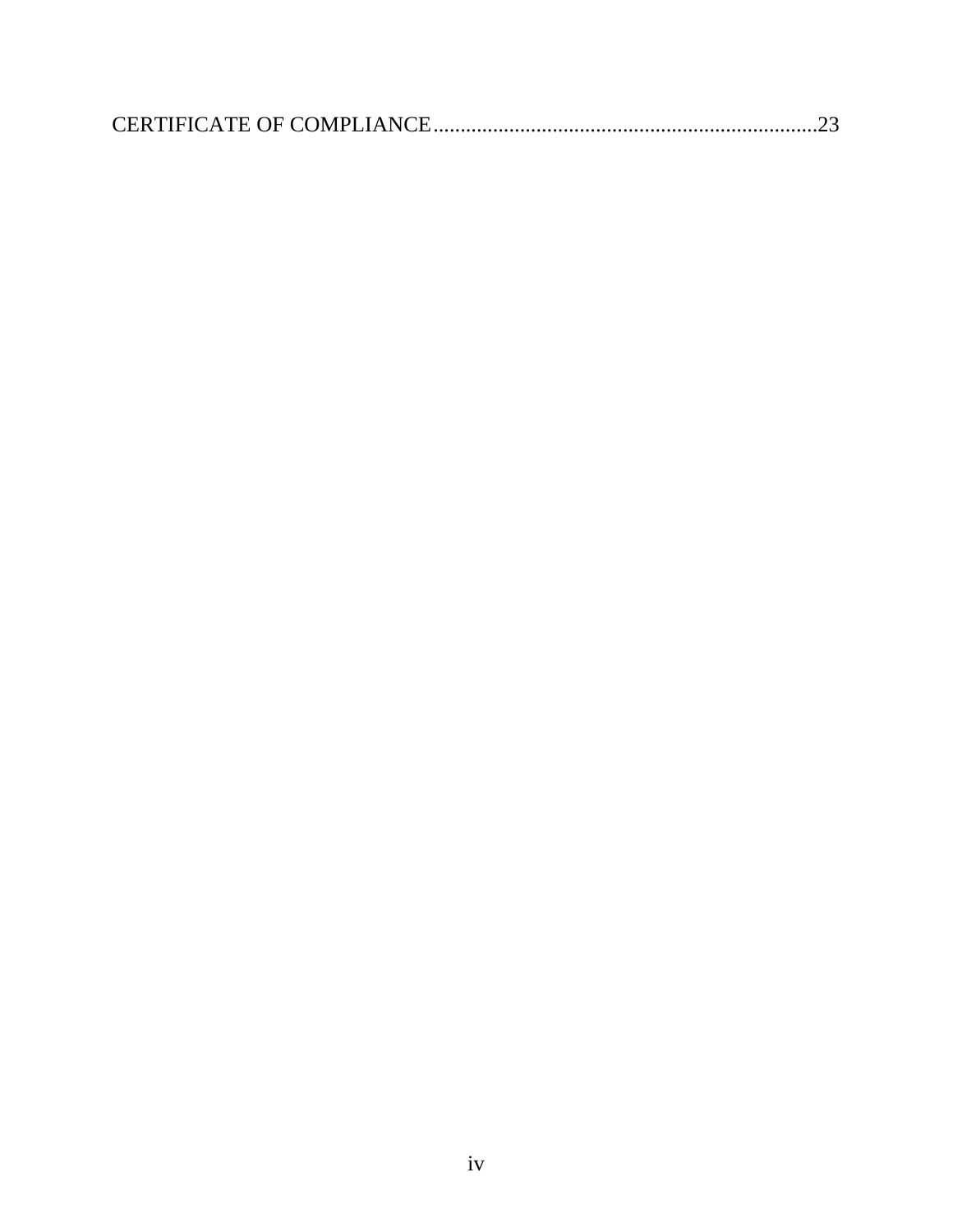CERTIFICATE OF COMPLIANCE.......................................................................23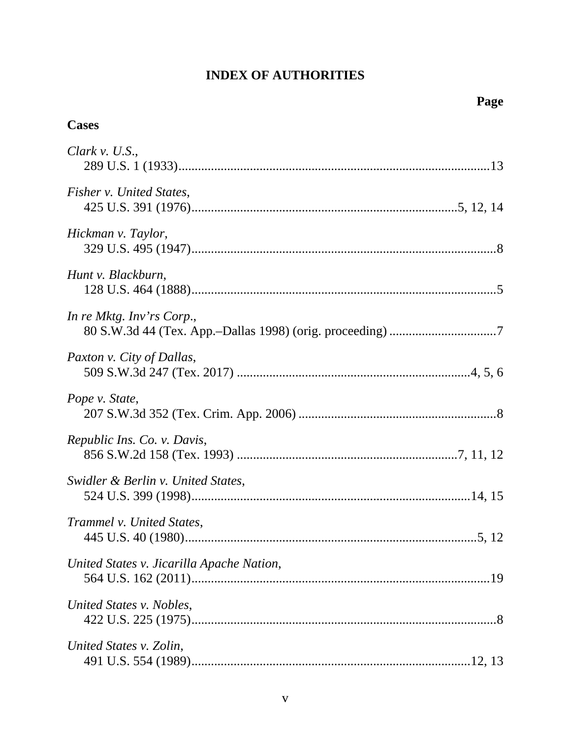# INDEX OF AUTHORITIES

**Page**

## Cases

*Clark v. U.S.*,
289 U.S. 1 (1933)....................................................................................13

*Fisher v. United States*,
425 U.S. 391 (1976)....................................................................5, 12, 14

*Hickman v. Taylor*,
329 U.S. 495 (1947)....................................................................................8

*Hunt v. Blackburn*,
128 U.S. 464 (1888)....................................................................................5

*In re Mktg. Inv'rs Corp.*,
80 S.W.3d 44 (Tex. App.–Dallas 1998) (orig. proceeding) ....................7

*Paxton v. City of Dallas*,
509 S.W.3d 247 (Tex. 2017) .............................................................4, 5, 6

*Pope v. State*,
207 S.W.3d 352 (Tex. Crim. App. 2006) .................................................8

*Republic Ins. Co. v. Davis*,
856 S.W.2d 158 (Tex. 1993) ..........................................................7, 11, 12

*Swidler & Berlin v. United States*,
524 U.S. 399 (1998)...........................................................................14, 15

*Trammel v. United States*,
445 U.S. 40 (1980)..................................................................................5, 12

*United States v. Jicarilla Apache Nation*,
564 U.S. 162 (2011)..................................................................................19

*United States v. Nobles*,
422 U.S. 225 (1975)....................................................................................8

*United States v. Zolin*,
491 U.S. 554 (1989)...........................................................................12, 13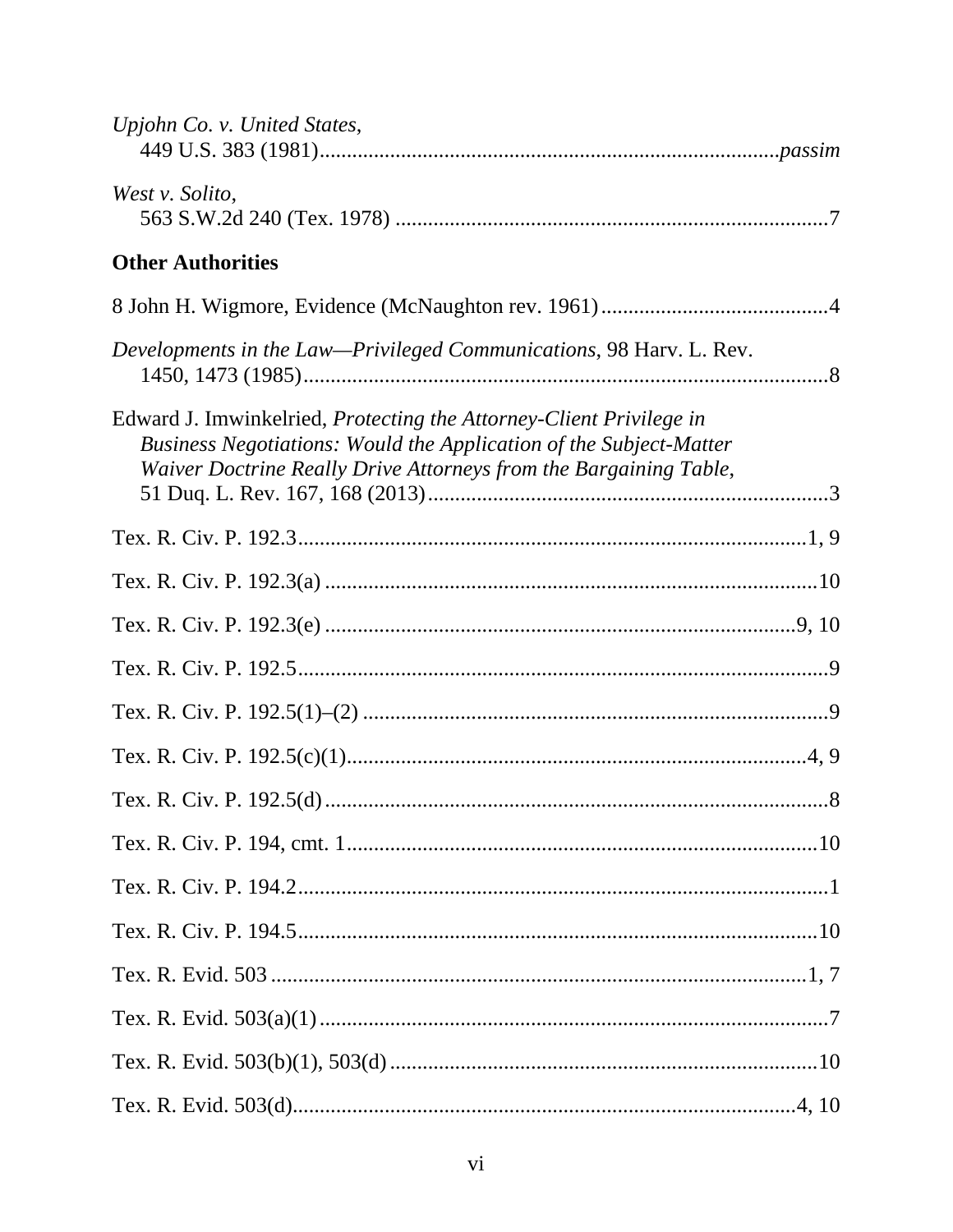*Upjohn Co. v. United States*,
449 U.S. 383 (1981)....................................................................................*passim*

*West v. Solito*,
563 S.W.2d 240 (Tex. 1978) ................................................................................7

**Other Authorities**

8 John H. Wigmore, Evidence (McNaughton rev. 1961)..........................................4

*Developments in the Law—Privileged Communications*, 98 Harv. L. Rev. 1450, 1473 (1985)................................................................................................8

Edward J. Imwinkelried, *Protecting the Attorney-Client Privilege in Business Negotiations: Would the Application of the Subject-Matter Waiver Doctrine Really Drive Attorneys from the Bargaining Table*, 51 Duq. L. Rev. 167, 168 (2013).........................................................................3

Tex. R. Civ. P. 192.3..............................................................................................1, 9

Tex. R. Civ. P. 192.3(a) ..........................................................................................10

Tex. R. Civ. P. 192.3(e) .......................................................................................9, 10

Tex. R. Civ. P. 192.5.................................................................................................9

Tex. R. Civ. P. 192.5(1)–(2) ....................................................................................9

Tex. R. Civ. P. 192.5(c)(1)....................................................................................4, 9

Tex. R. Civ. P. 192.5(d)............................................................................................8

Tex. R. Civ. P. 194, cmt. 1......................................................................................10

Tex. R. Civ. P. 194.2.................................................................................................1

Tex. R. Civ. P. 194.5................................................................................................10

Tex. R. Evid. 503 ....................................................................................................1, 7

Tex. R. Evid. 503(a)(1).............................................................................................7

Tex. R. Evid. 503(b)(1), 503(d) ..............................................................................10

Tex. R. Evid. 503(d)...............................................................................................4, 10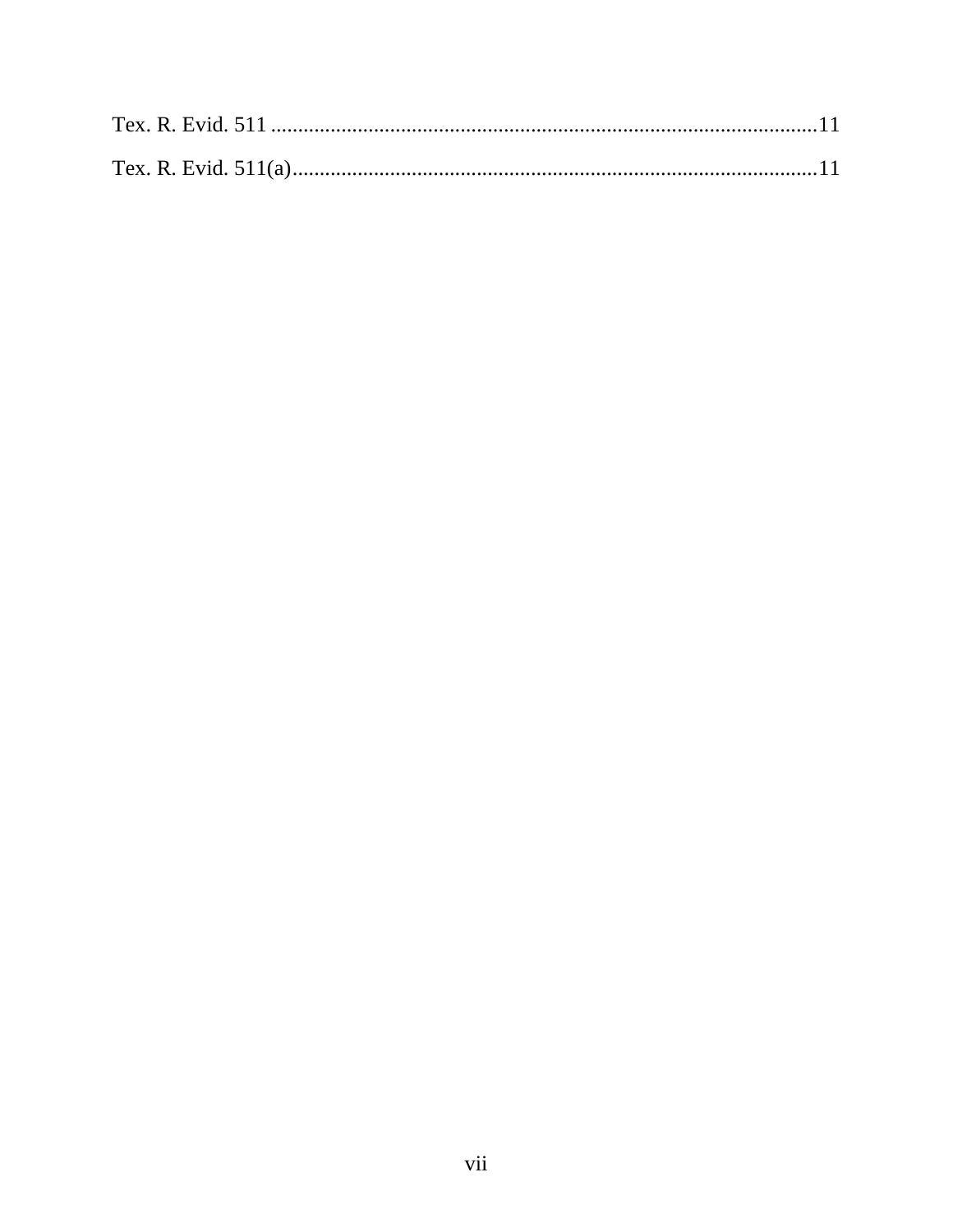Tex. R. Evid. 511 ....................................................................................................11

Tex. R. Evid. 511(a)................................................................................................11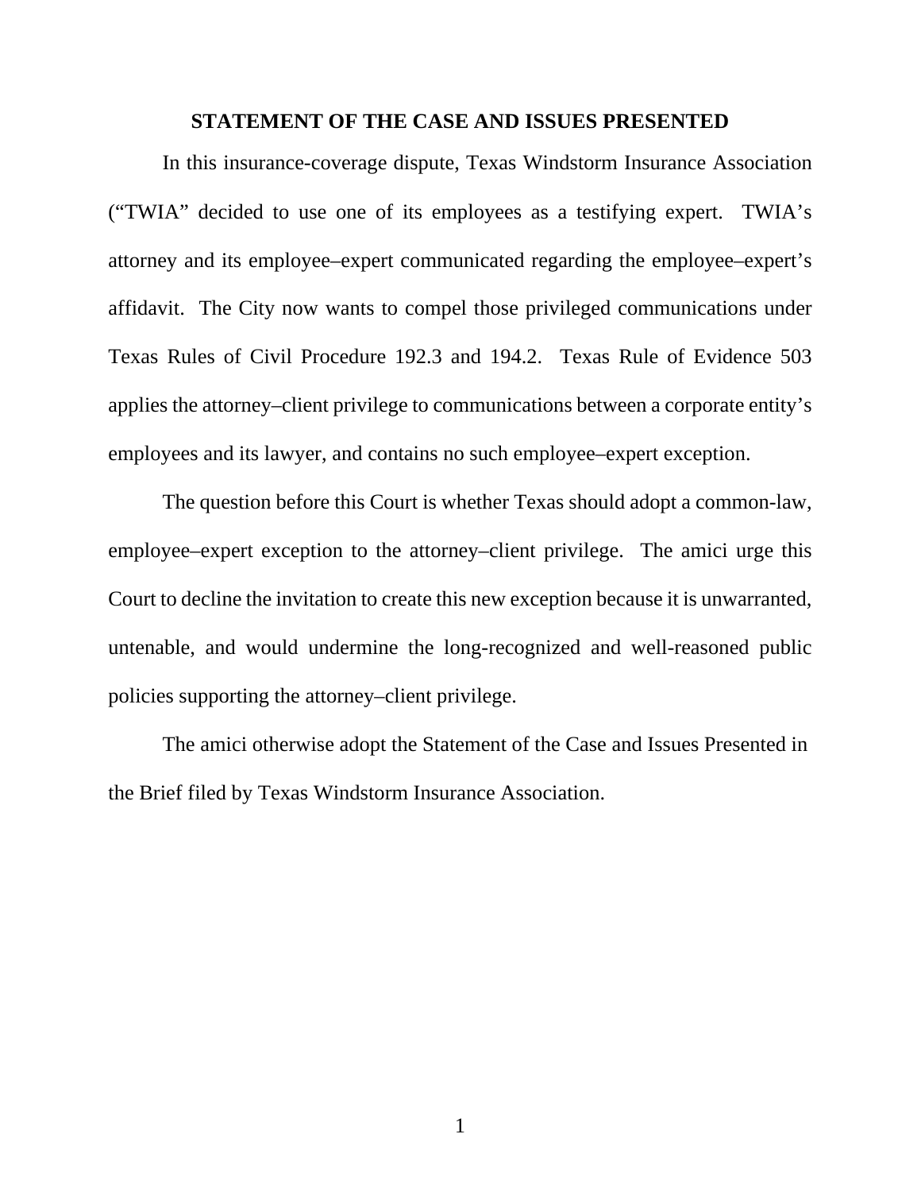## STATEMENT OF THE CASE AND ISSUES PRESENTED

In this insurance-coverage dispute, Texas Windstorm Insurance Association ("TWIA" decided to use one of its employees as a testifying expert. TWIA's attorney and its employee–expert communicated regarding the employee–expert's affidavit. The City now wants to compel those privileged communications under Texas Rules of Civil Procedure 192.3 and 194.2. Texas Rule of Evidence 503 applies the attorney–client privilege to communications between a corporate entity's employees and its lawyer, and contains no such employee–expert exception.

The question before this Court is whether Texas should adopt a common-law, employee–expert exception to the attorney–client privilege. The amici urge this Court to decline the invitation to create this new exception because it is unwarranted, untenable, and would undermine the long-recognized and well-reasoned public policies supporting the attorney–client privilege.

The amici otherwise adopt the Statement of the Case and Issues Presented in the Brief filed by Texas Windstorm Insurance Association.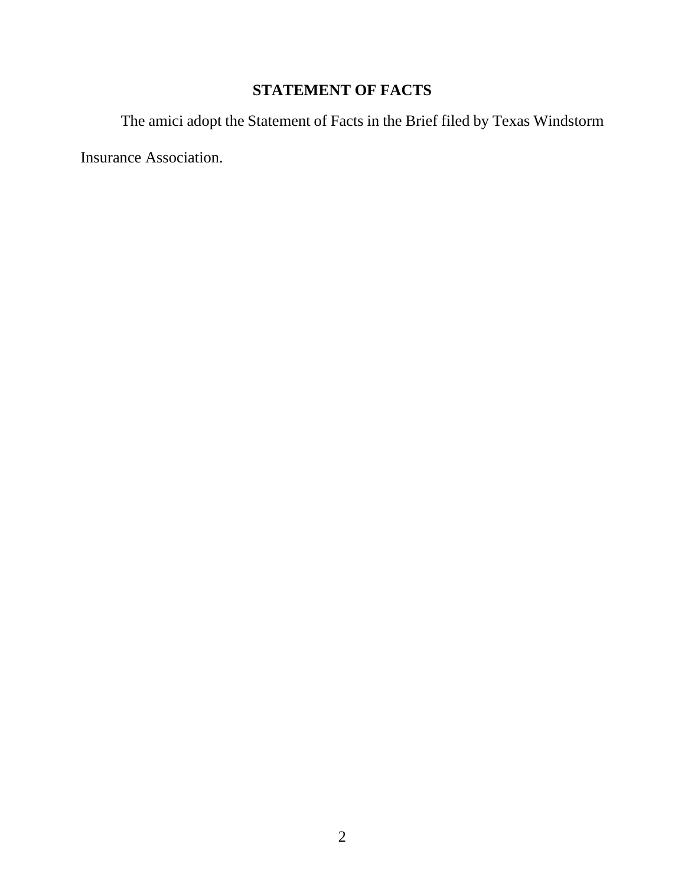## STATEMENT OF FACTS

The amici adopt the Statement of Facts in the Brief filed by Texas Windstorm Insurance Association.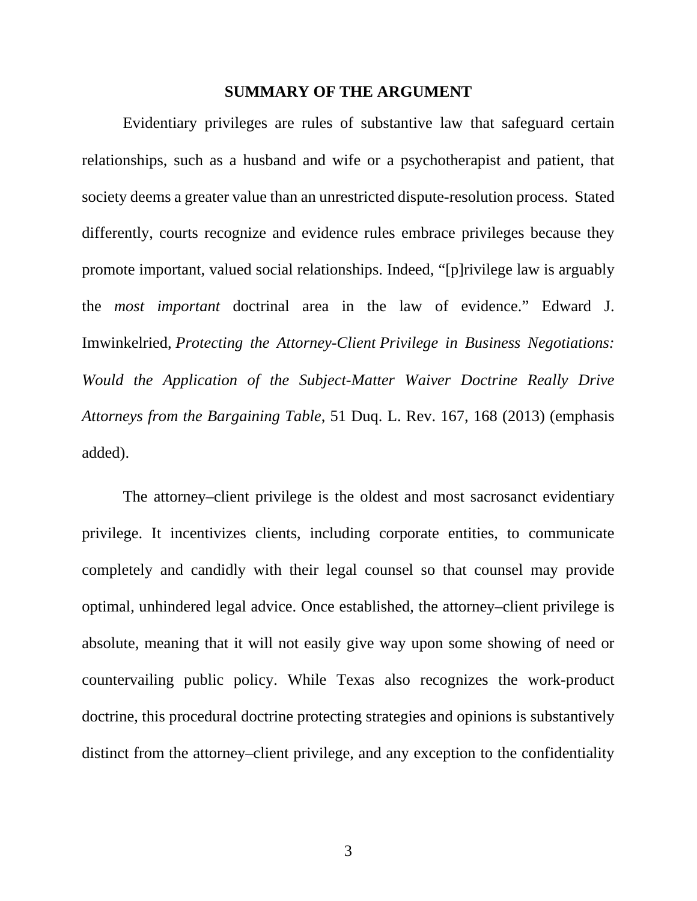## SUMMARY OF THE ARGUMENT

Evidentiary privileges are rules of substantive law that safeguard certain relationships, such as a husband and wife or a psychotherapist and patient, that society deems a greater value than an unrestricted dispute-resolution process. Stated differently, courts recognize and evidence rules embrace privileges because they promote important, valued social relationships. Indeed, "[p]rivilege law is arguably the *most important* doctrinal area in the law of evidence." Edward J. Imwinkelried, *Protecting the Attorney-Client Privilege in Business Negotiations: Would the Application of the Subject-Matter Waiver Doctrine Really Drive Attorneys from the Bargaining Table*, 51 Duq. L. Rev. 167, 168 (2013) (emphasis added).

The attorney–client privilege is the oldest and most sacrosanct evidentiary privilege. It incentivizes clients, including corporate entities, to communicate completely and candidly with their legal counsel so that counsel may provide optimal, unhindered legal advice. Once established, the attorney–client privilege is absolute, meaning that it will not easily give way upon some showing of need or countervailing public policy. While Texas also recognizes the work-product doctrine, this procedural doctrine protecting strategies and opinions is substantively distinct from the attorney–client privilege, and any exception to the confidentiality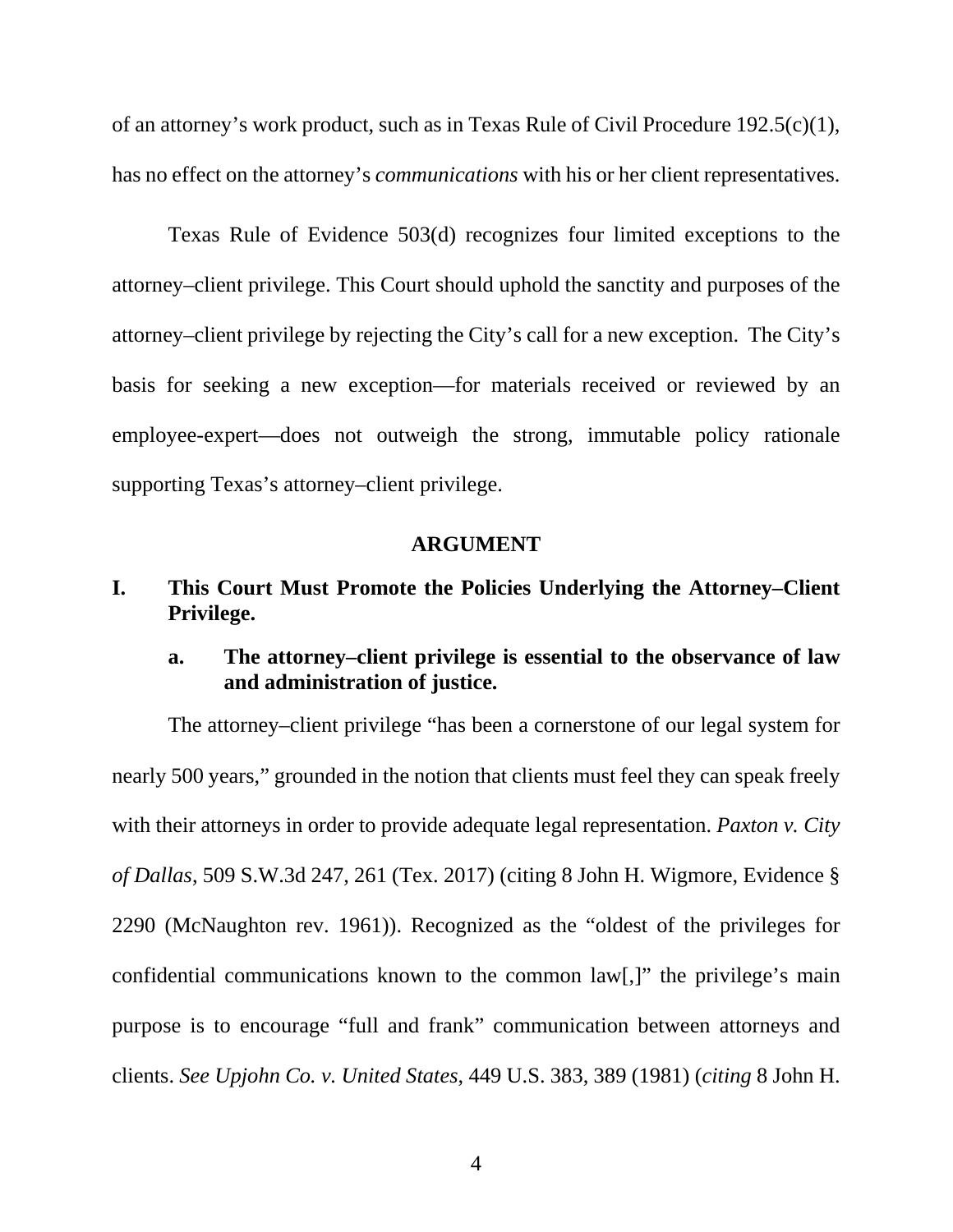of an attorney's work product, such as in Texas Rule of Civil Procedure 192.5(c)(1), has no effect on the attorney's *communications* with his or her client representatives.

Texas Rule of Evidence 503(d) recognizes four limited exceptions to the attorney–client privilege. This Court should uphold the sanctity and purposes of the attorney–client privilege by rejecting the City's call for a new exception. The City's basis for seeking a new exception—for materials received or reviewed by an employee-expert—does not outweigh the strong, immutable policy rationale supporting Texas's attorney–client privilege.

## ARGUMENT

### I. This Court Must Promote the Policies Underlying the Attorney–Client Privilege.

#### a. The attorney–client privilege is essential to the observance of law and administration of justice.

The attorney–client privilege "has been a cornerstone of our legal system for nearly 500 years," grounded in the notion that clients must feel they can speak freely with their attorneys in order to provide adequate legal representation. *Paxton v. City of Dallas*, 509 S.W.3d 247, 261 (Tex. 2017) (citing 8 John H. Wigmore, Evidence § 2290 (McNaughton rev. 1961)). Recognized as the "oldest of the privileges for confidential communications known to the common law[,]" the privilege's main purpose is to encourage "full and frank" communication between attorneys and clients. *See Upjohn Co. v. United States*, 449 U.S. 383, 389 (1981) (*citing* 8 John H.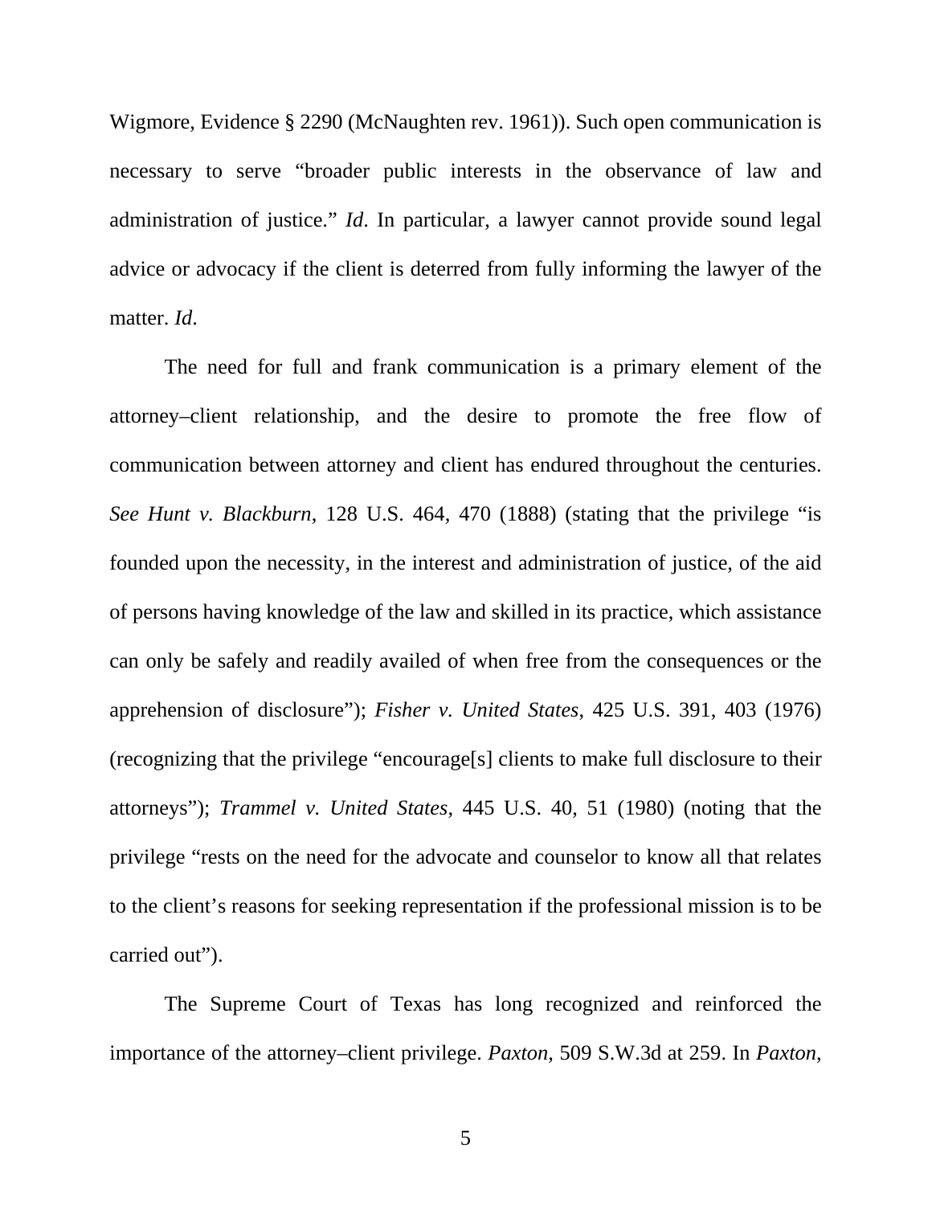Wigmore, Evidence § 2290 (McNaughten rev. 1961)). Such open communication is necessary to serve "broader public interests in the observance of law and administration of justice." *Id*. In particular, a lawyer cannot provide sound legal advice or advocacy if the client is deterred from fully informing the lawyer of the matter. *Id*.

The need for full and frank communication is a primary element of the attorney–client relationship, and the desire to promote the free flow of communication between attorney and client has endured throughout the centuries. *See Hunt v. Blackburn*, 128 U.S. 464, 470 (1888) (stating that the privilege "is founded upon the necessity, in the interest and administration of justice, of the aid of persons having knowledge of the law and skilled in its practice, which assistance can only be safely and readily availed of when free from the consequences or the apprehension of disclosure"); *Fisher v. United States*, 425 U.S. 391, 403 (1976) (recognizing that the privilege "encourage[s] clients to make full disclosure to their attorneys"); *Trammel v. United States*, 445 U.S. 40, 51 (1980) (noting that the privilege "rests on the need for the advocate and counselor to know all that relates to the client's reasons for seeking representation if the professional mission is to be carried out").

The Supreme Court of Texas has long recognized and reinforced the importance of the attorney–client privilege. *Paxton*, 509 S.W.3d at 259. In *Paxton*,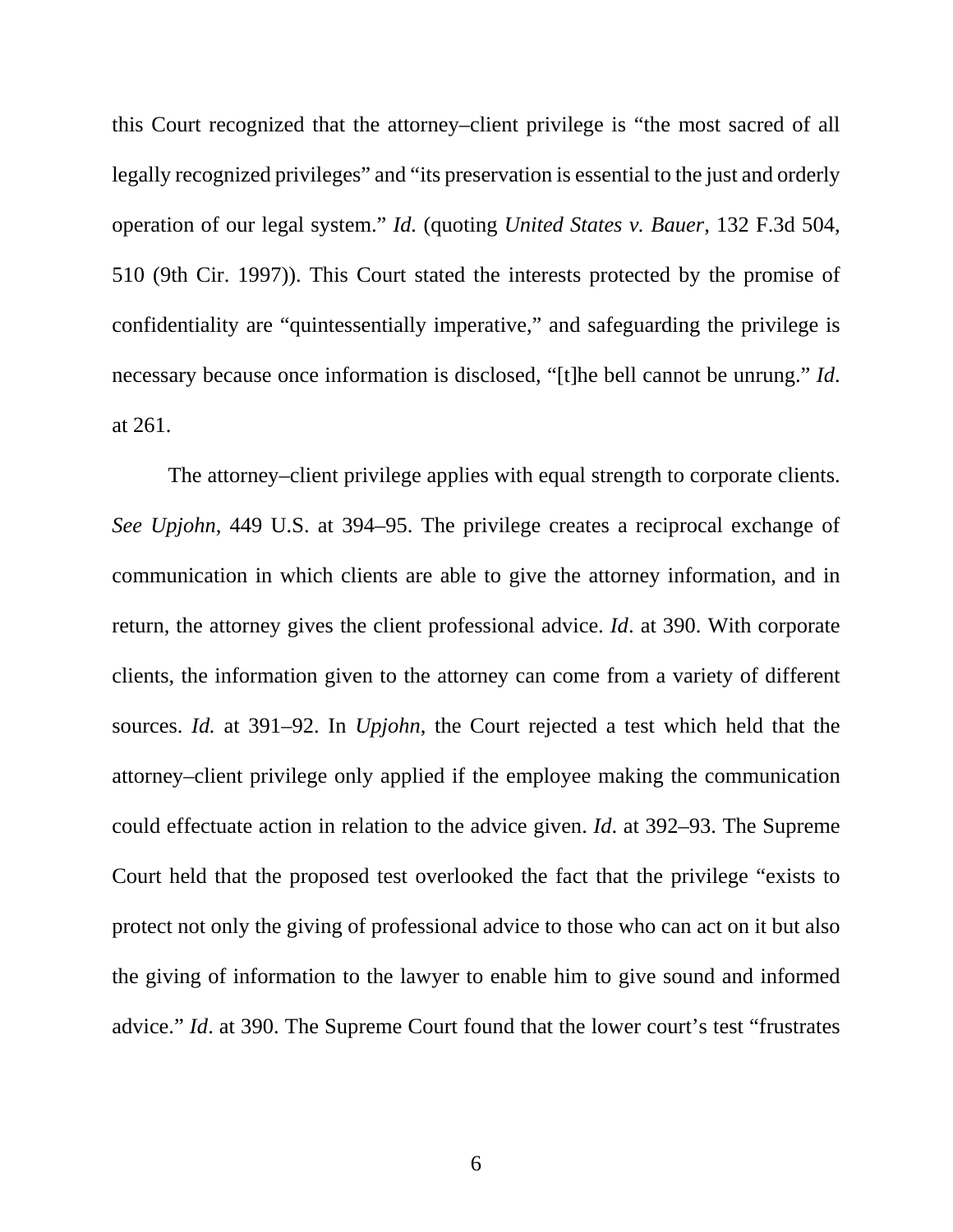this Court recognized that the attorney–client privilege is "the most sacred of all legally recognized privileges" and "its preservation is essential to the just and orderly operation of our legal system." *Id.* (quoting *United States v. Bauer*, 132 F.3d 504, 510 (9th Cir. 1997)). This Court stated the interests protected by the promise of confidentiality are "quintessentially imperative," and safeguarding the privilege is necessary because once information is disclosed, "[t]he bell cannot be unrung." *Id*. at 261.

The attorney–client privilege applies with equal strength to corporate clients. *See Upjohn*, 449 U.S. at 394–95. The privilege creates a reciprocal exchange of communication in which clients are able to give the attorney information, and in return, the attorney gives the client professional advice. *Id*. at 390. With corporate clients, the information given to the attorney can come from a variety of different sources. *Id.* at 391–92. In *Upjohn*, the Court rejected a test which held that the attorney–client privilege only applied if the employee making the communication could effectuate action in relation to the advice given. *Id*. at 392–93. The Supreme Court held that the proposed test overlooked the fact that the privilege "exists to protect not only the giving of professional advice to those who can act on it but also the giving of information to the lawyer to enable him to give sound and informed advice." *Id*. at 390. The Supreme Court found that the lower court's test "frustrates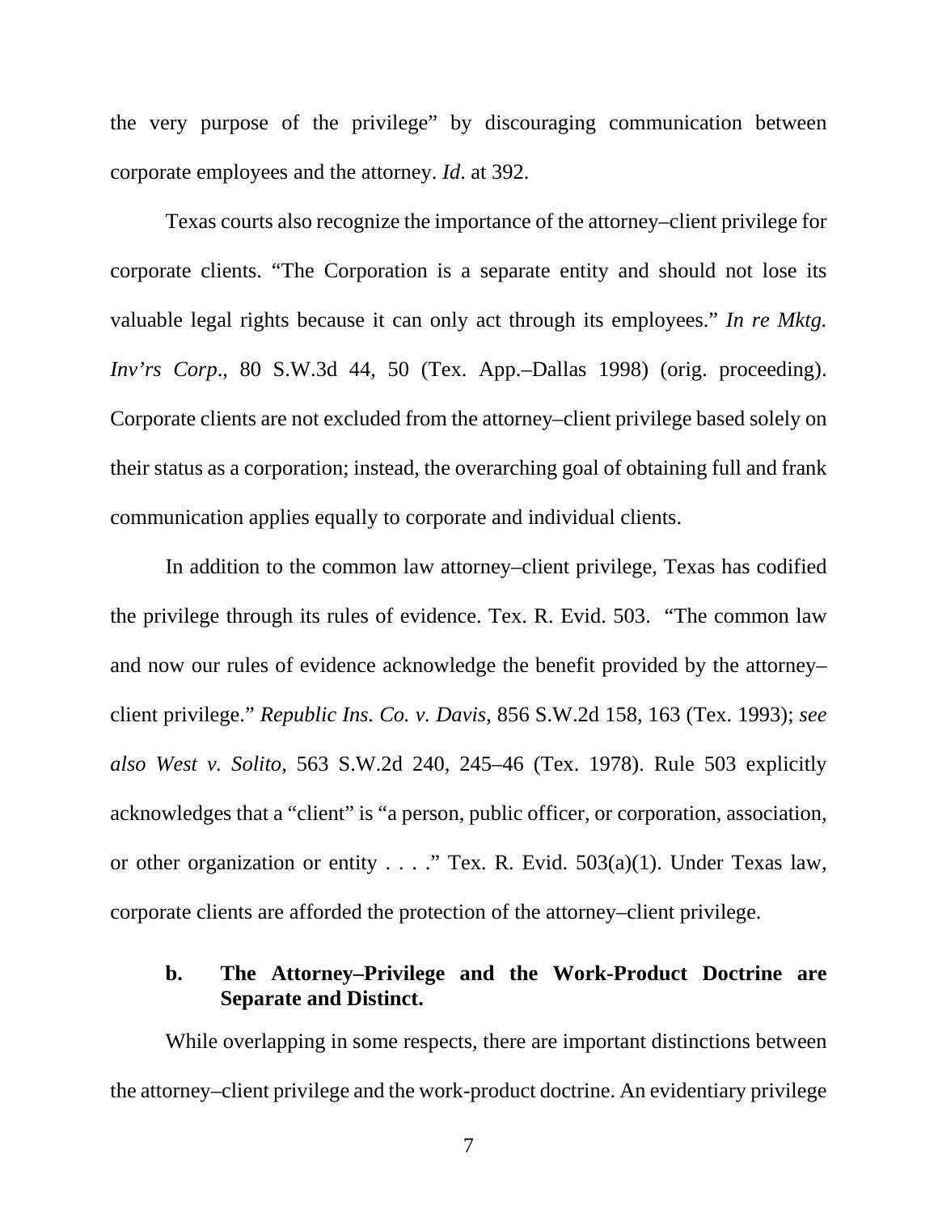the very purpose of the privilege" by discouraging communication between corporate employees and the attorney. *Id*. at 392.

Texas courts also recognize the importance of the attorney–client privilege for corporate clients. "The Corporation is a separate entity and should not lose its valuable legal rights because it can only act through its employees." *In re Mktg. Inv'rs Corp*., 80 S.W.3d 44, 50 (Tex. App.–Dallas 1998) (orig. proceeding). Corporate clients are not excluded from the attorney–client privilege based solely on their status as a corporation; instead, the overarching goal of obtaining full and frank communication applies equally to corporate and individual clients.

In addition to the common law attorney–client privilege, Texas has codified the privilege through its rules of evidence. Tex. R. Evid. 503. "The common law and now our rules of evidence acknowledge the benefit provided by the attorney–client privilege." *Republic Ins. Co. v. Davis*, 856 S.W.2d 158, 163 (Tex. 1993); *see also West v. Solito*, 563 S.W.2d 240, 245–46 (Tex. 1978). Rule 503 explicitly acknowledges that a "client" is "a person, public officer, or corporation, association, or other organization or entity . . . ." Tex. R. Evid. 503(a)(1). Under Texas law, corporate clients are afforded the protection of the attorney–client privilege.

### b. The Attorney–Privilege and the Work-Product Doctrine are Separate and Distinct.

While overlapping in some respects, there are important distinctions between the attorney–client privilege and the work-product doctrine. An evidentiary privilege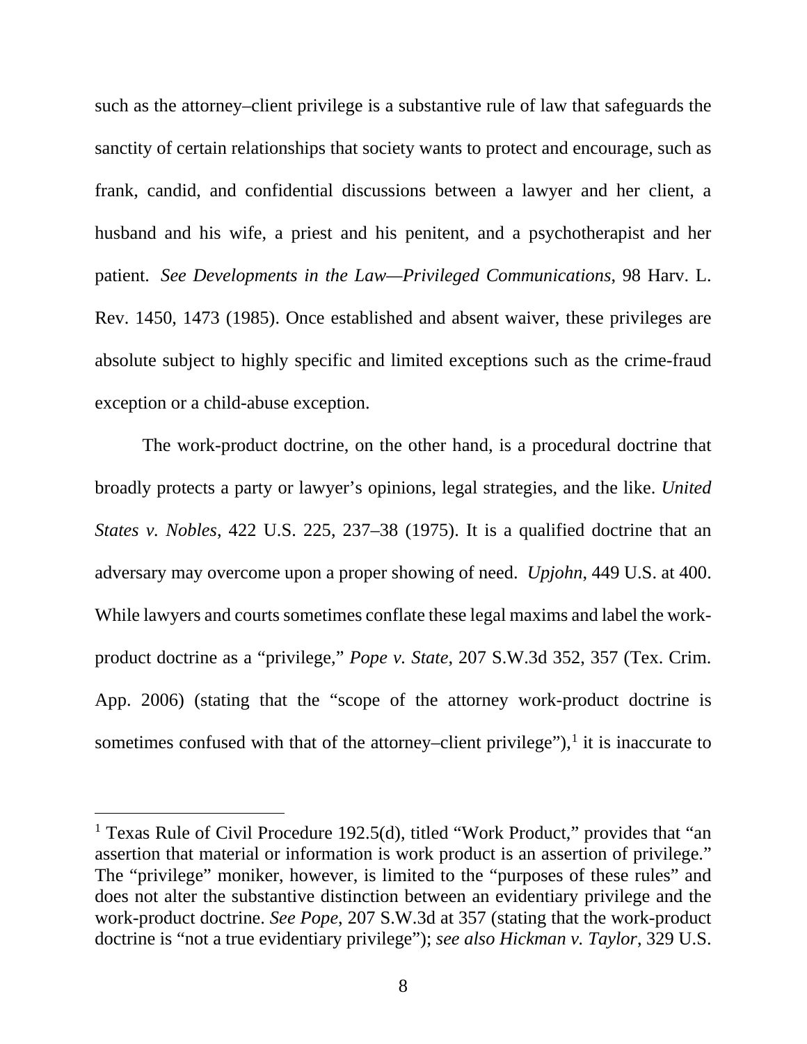such as the attorney–client privilege is a substantive rule of law that safeguards the sanctity of certain relationships that society wants to protect and encourage, such as frank, candid, and confidential discussions between a lawyer and her client, a husband and his wife, a priest and his penitent, and a psychotherapist and her patient. *See Developments in the Law—Privileged Communications*, 98 Harv. L. Rev. 1450, 1473 (1985). Once established and absent waiver, these privileges are absolute subject to highly specific and limited exceptions such as the crime-fraud exception or a child-abuse exception.

The work-product doctrine, on the other hand, is a procedural doctrine that broadly protects a party or lawyer's opinions, legal strategies, and the like. *United States v. Nobles*, 422 U.S. 225, 237–38 (1975). It is a qualified doctrine that an adversary may overcome upon a proper showing of need. *Upjohn*, 449 U.S. at 400. While lawyers and courts sometimes conflate these legal maxims and label the work-product doctrine as a "privilege," *Pope v. State*, 207 S.W.3d 352, 357 (Tex. Crim. App. 2006) (stating that the "scope of the attorney work-product doctrine is sometimes confused with that of the attorney–client privilege"),[1] it is inaccurate to

[1] Texas Rule of Civil Procedure 192.5(d), titled "Work Product," provides that "an assertion that material or information is work product is an assertion of privilege." The "privilege" moniker, however, is limited to the "purposes of these rules" and does not alter the substantive distinction between an evidentiary privilege and the work-product doctrine. *See Pope*, 207 S.W.3d at 357 (stating that the work-product doctrine is "not a true evidentiary privilege"); *see also Hickman v. Taylor*, 329 U.S.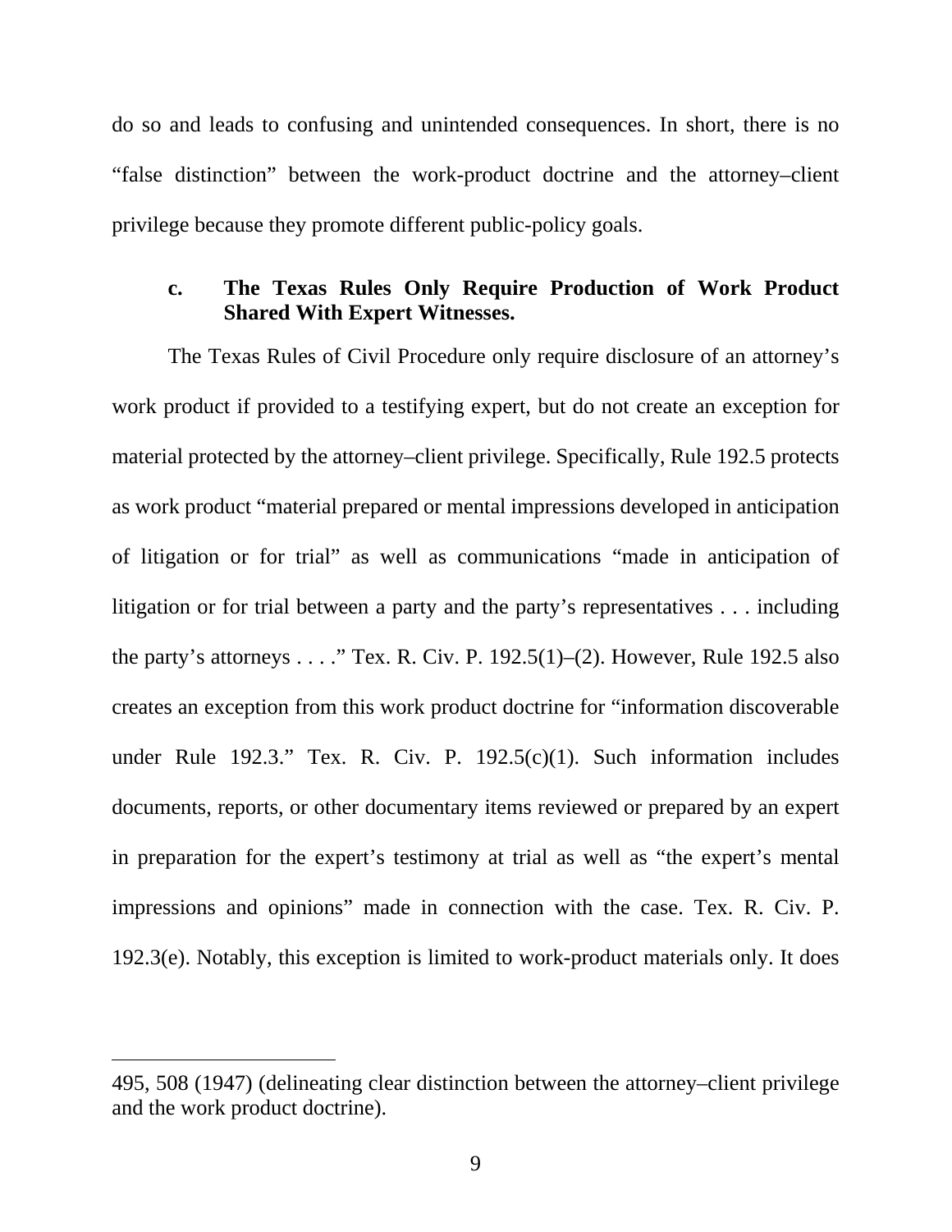do so and leads to confusing and unintended consequences. In short, there is no "false distinction" between the work-product doctrine and the attorney–client privilege because they promote different public-policy goals.

#### c. The Texas Rules Only Require Production of Work Product Shared With Expert Witnesses.

The Texas Rules of Civil Procedure only require disclosure of an attorney's work product if provided to a testifying expert, but do not create an exception for material protected by the attorney–client privilege. Specifically, Rule 192.5 protects as work product "material prepared or mental impressions developed in anticipation of litigation or for trial" as well as communications "made in anticipation of litigation or for trial between a party and the party's representatives . . . including the party's attorneys . . . ." Tex. R. Civ. P. 192.5(1)–(2). However, Rule 192.5 also creates an exception from this work product doctrine for "information discoverable under Rule 192.3." Tex. R. Civ. P. 192.5(c)(1). Such information includes documents, reports, or other documentary items reviewed or prepared by an expert in preparation for the expert's testimony at trial as well as "the expert's mental impressions and opinions" made in connection with the case. Tex. R. Civ. P. 192.3(e). Notably, this exception is limited to work-product materials only. It does

---

495, 508 (1947) (delineating clear distinction between the attorney–client privilege and the work product doctrine).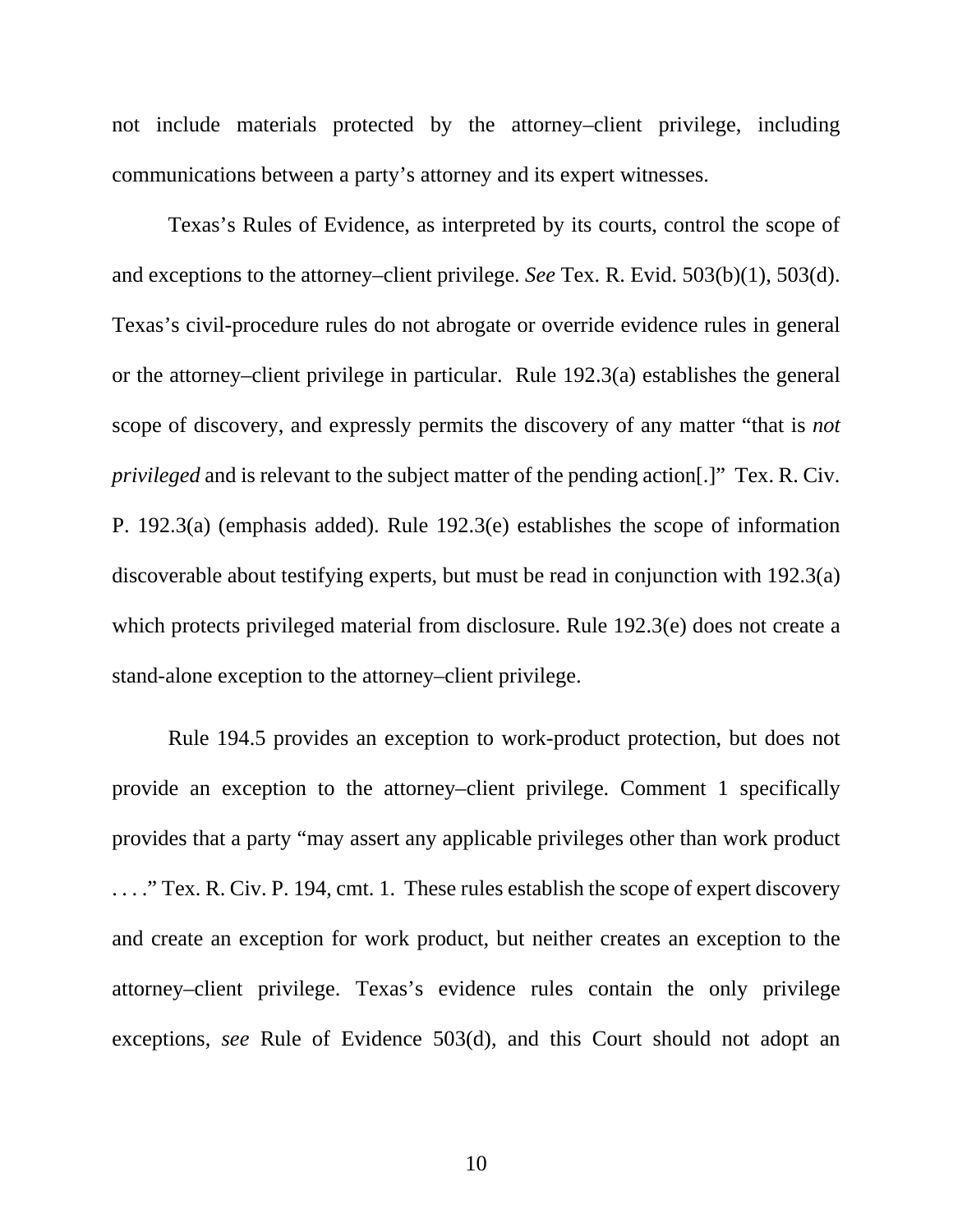not include materials protected by the attorney–client privilege, including communications between a party's attorney and its expert witnesses.

Texas's Rules of Evidence, as interpreted by its courts, control the scope of and exceptions to the attorney–client privilege. *See* Tex. R. Evid. 503(b)(1), 503(d). Texas's civil-procedure rules do not abrogate or override evidence rules in general or the attorney–client privilege in particular. Rule 192.3(a) establishes the general scope of discovery, and expressly permits the discovery of any matter "that is *not privileged* and is relevant to the subject matter of the pending action[.]" Tex. R. Civ. P. 192.3(a) (emphasis added). Rule 192.3(e) establishes the scope of information discoverable about testifying experts, but must be read in conjunction with 192.3(a) which protects privileged material from disclosure. Rule 192.3(e) does not create a stand-alone exception to the attorney–client privilege.

Rule 194.5 provides an exception to work-product protection, but does not provide an exception to the attorney–client privilege. Comment 1 specifically provides that a party "may assert any applicable privileges other than work product . . . ." Tex. R. Civ. P. 194, cmt. 1. These rules establish the scope of expert discovery and create an exception for work product, but neither creates an exception to the attorney–client privilege. Texas's evidence rules contain the only privilege exceptions, *see* Rule of Evidence 503(d), and this Court should not adopt an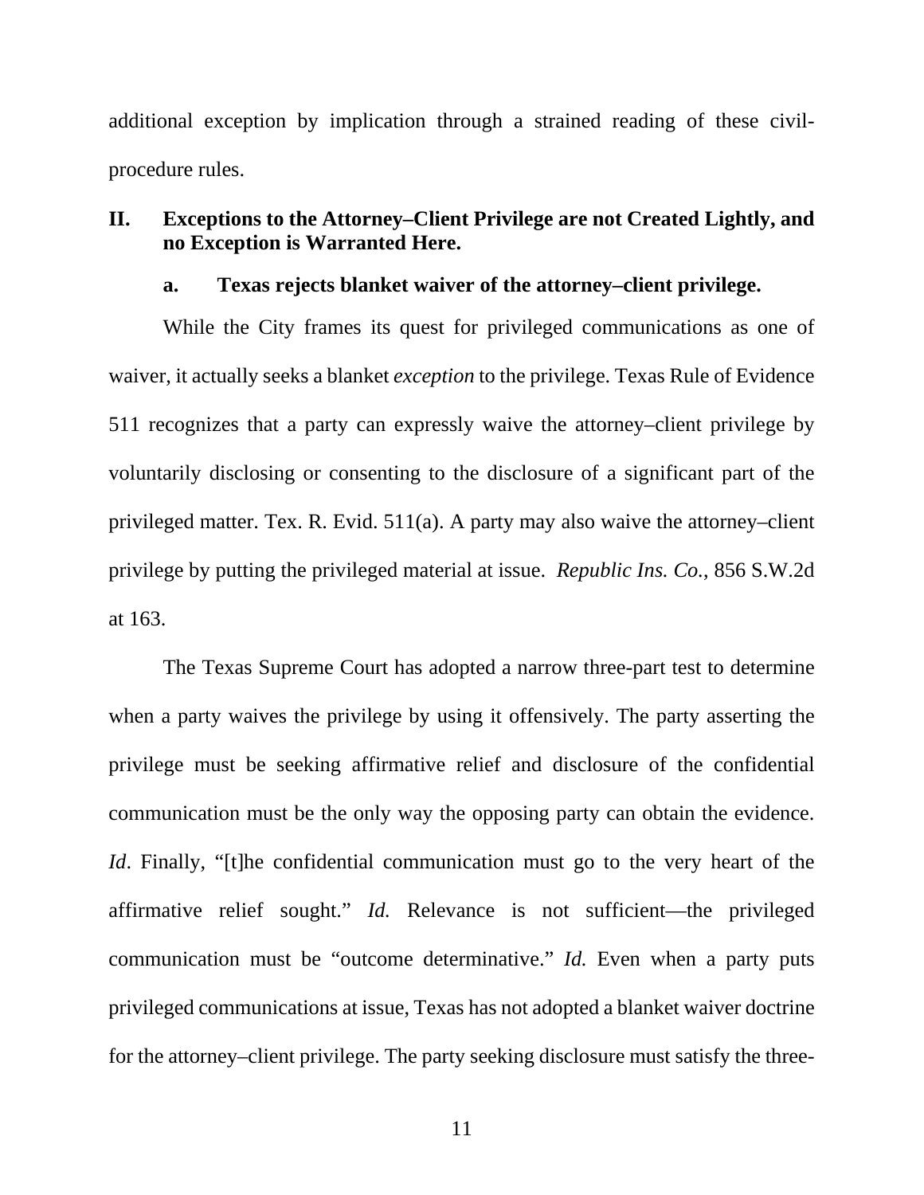additional exception by implication through a strained reading of these civil-procedure rules.

## II. Exceptions to the Attorney–Client Privilege are not Created Lightly, and no Exception is Warranted Here.

### a. Texas rejects blanket waiver of the attorney–client privilege.

While the City frames its quest for privileged communications as one of waiver, it actually seeks a blanket *exception* to the privilege. Texas Rule of Evidence 511 recognizes that a party can expressly waive the attorney–client privilege by voluntarily disclosing or consenting to the disclosure of a significant part of the privileged matter. Tex. R. Evid. 511(a). A party may also waive the attorney–client privilege by putting the privileged material at issue. *Republic Ins. Co.*, 856 S.W.2d at 163.

The Texas Supreme Court has adopted a narrow three-part test to determine when a party waives the privilege by using it offensively. The party asserting the privilege must be seeking affirmative relief and disclosure of the confidential communication must be the only way the opposing party can obtain the evidence. *Id*. Finally, "[t]he confidential communication must go to the very heart of the affirmative relief sought." *Id.* Relevance is not sufficient—the privileged communication must be "outcome determinative." *Id.* Even when a party puts privileged communications at issue, Texas has not adopted a blanket waiver doctrine for the attorney–client privilege. The party seeking disclosure must satisfy the three-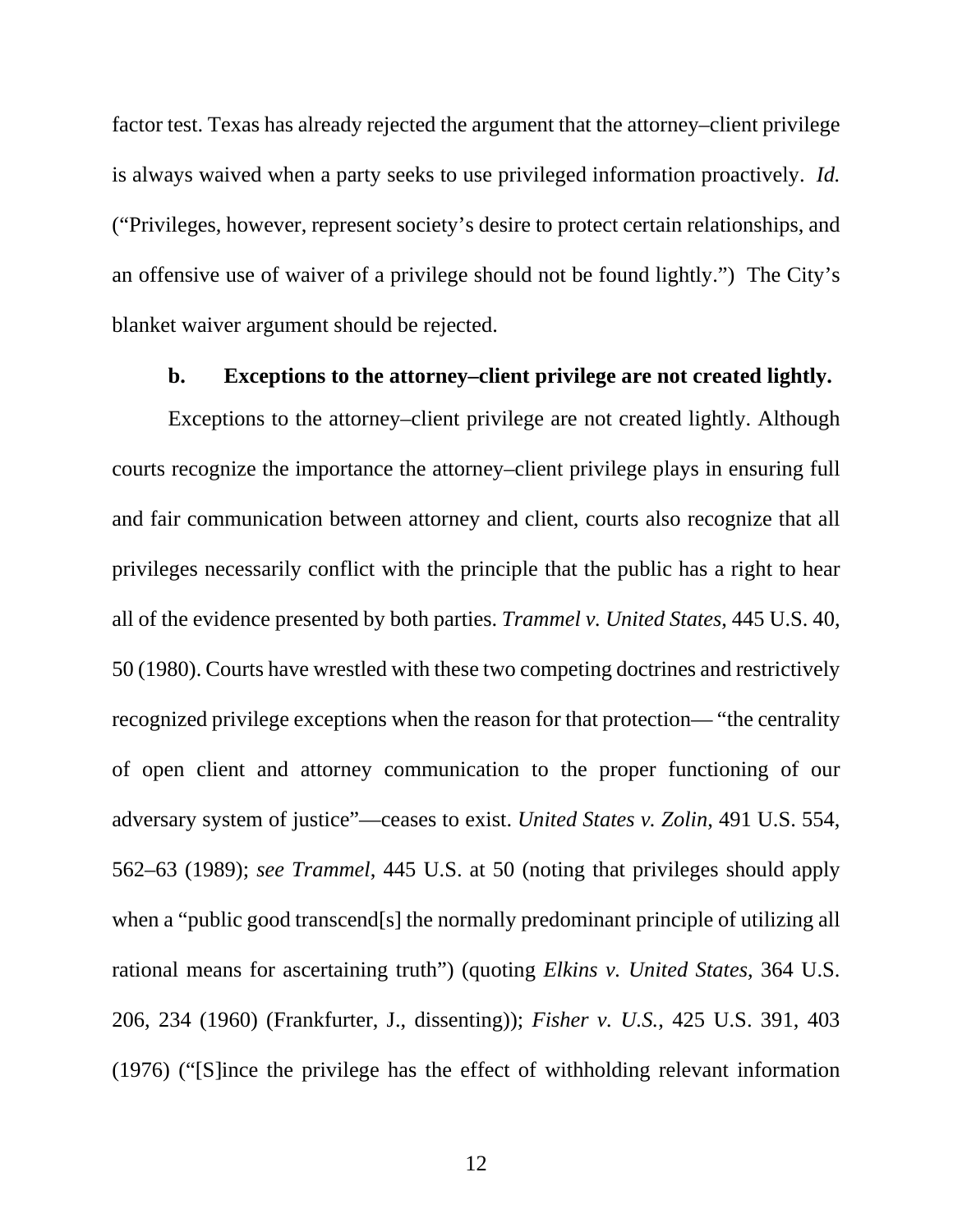factor test. Texas has already rejected the argument that the attorney–client privilege is always waived when a party seeks to use privileged information proactively. *Id.* ("Privileges, however, represent society's desire to protect certain relationships, and an offensive use of waiver of a privilege should not be found lightly.") The City's blanket waiver argument should be rejected.

**b. Exceptions to the attorney–client privilege are not created lightly.**

Exceptions to the attorney–client privilege are not created lightly. Although courts recognize the importance the attorney–client privilege plays in ensuring full and fair communication between attorney and client, courts also recognize that all privileges necessarily conflict with the principle that the public has a right to hear all of the evidence presented by both parties. *Trammel v. United States*, 445 U.S. 40, 50 (1980). Courts have wrestled with these two competing doctrines and restrictively recognized privilege exceptions when the reason for that protection— "the centrality of open client and attorney communication to the proper functioning of our adversary system of justice"—ceases to exist. *United States v. Zolin*, 491 U.S. 554, 562–63 (1989); *see Trammel*, 445 U.S. at 50 (noting that privileges should apply when a "public good transcend[s] the normally predominant principle of utilizing all rational means for ascertaining truth") (quoting *Elkins v. United States*, 364 U.S. 206, 234 (1960) (Frankfurter, J., dissenting)); *Fisher v. U.S.*, 425 U.S. 391, 403 (1976) ("[S]ince the privilege has the effect of withholding relevant information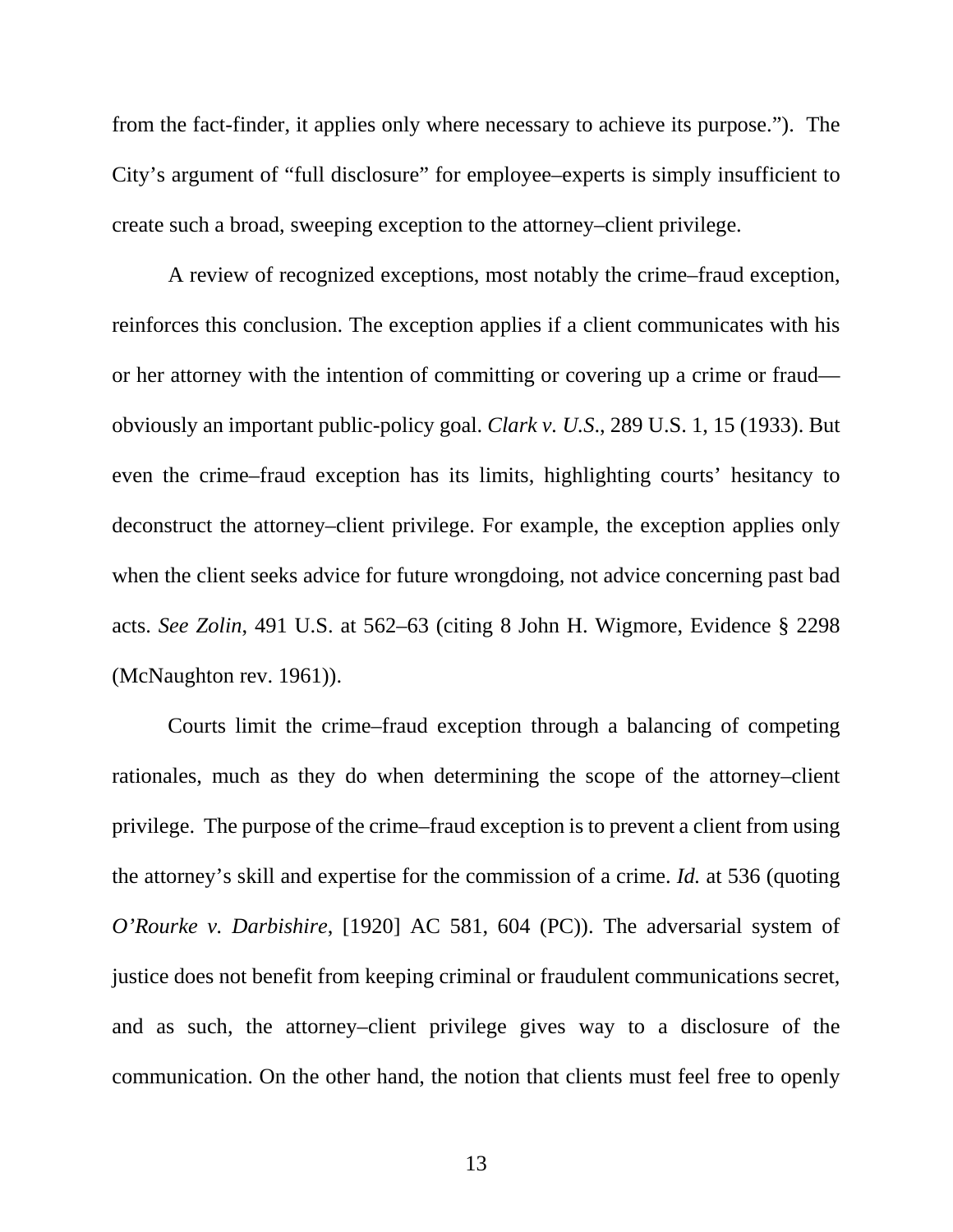from the fact-finder, it applies only where necessary to achieve its purpose."). The City's argument of "full disclosure" for employee–experts is simply insufficient to create such a broad, sweeping exception to the attorney–client privilege.

A review of recognized exceptions, most notably the crime–fraud exception, reinforces this conclusion. The exception applies if a client communicates with his or her attorney with the intention of committing or covering up a crime or fraud—obviously an important public-policy goal. *Clark v. U.S.*, 289 U.S. 1, 15 (1933). But even the crime–fraud exception has its limits, highlighting courts' hesitancy to deconstruct the attorney–client privilege. For example, the exception applies only when the client seeks advice for future wrongdoing, not advice concerning past bad acts. *See Zolin*, 491 U.S. at 562–63 (citing 8 John H. Wigmore, Evidence § 2298 (McNaughton rev. 1961)).

Courts limit the crime–fraud exception through a balancing of competing rationales, much as they do when determining the scope of the attorney–client privilege. The purpose of the crime–fraud exception is to prevent a client from using the attorney's skill and expertise for the commission of a crime. *Id.* at 536 (quoting *O'Rourke v. Darbishire*, [1920] AC 581, 604 (PC)). The adversarial system of justice does not benefit from keeping criminal or fraudulent communications secret, and as such, the attorney–client privilege gives way to a disclosure of the communication. On the other hand, the notion that clients must feel free to openly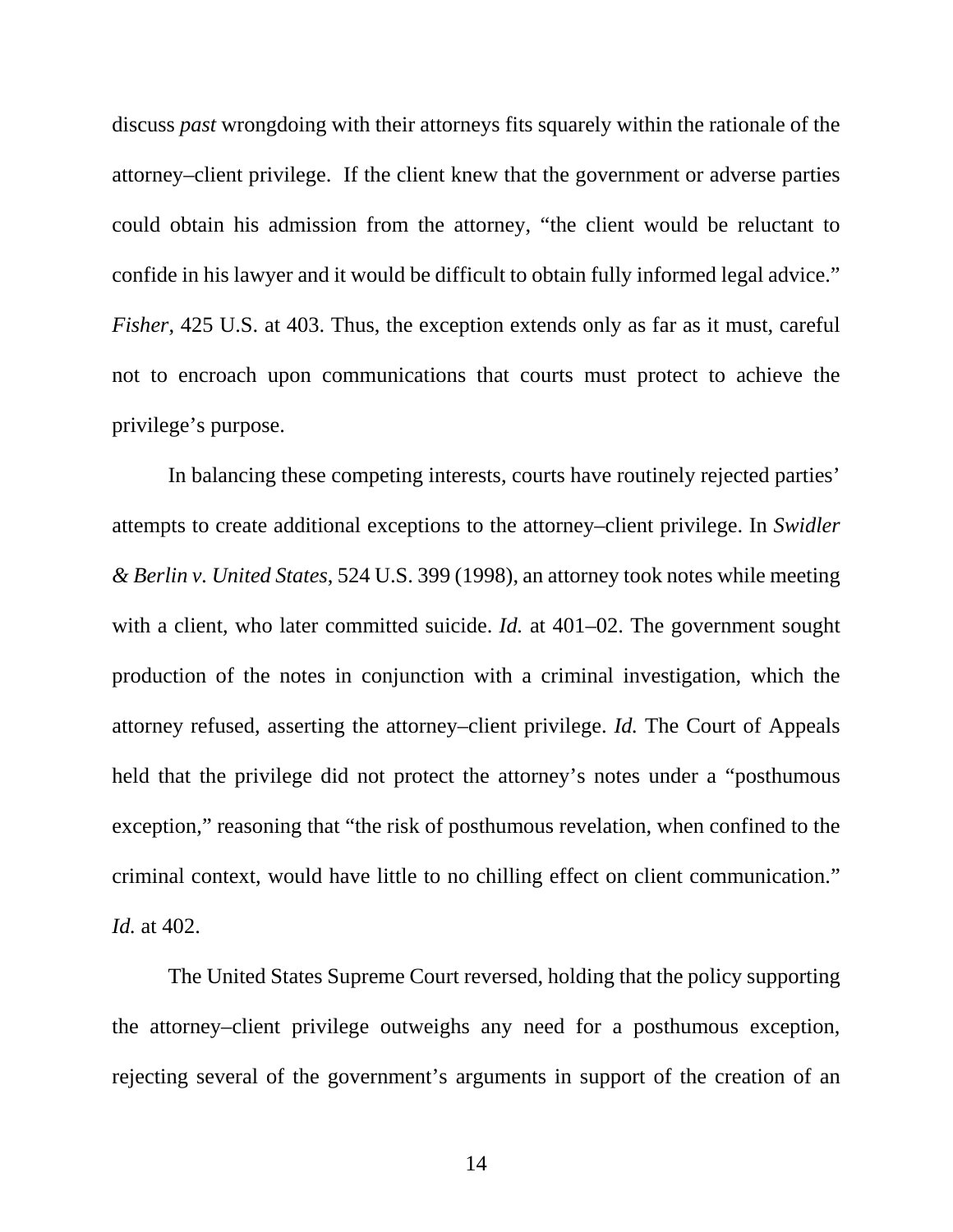discuss *past* wrongdoing with their attorneys fits squarely within the rationale of the attorney–client privilege. If the client knew that the government or adverse parties could obtain his admission from the attorney, "the client would be reluctant to confide in his lawyer and it would be difficult to obtain fully informed legal advice." *Fisher*, 425 U.S. at 403. Thus, the exception extends only as far as it must, careful not to encroach upon communications that courts must protect to achieve the privilege's purpose.

In balancing these competing interests, courts have routinely rejected parties' attempts to create additional exceptions to the attorney–client privilege. In *Swidler & Berlin v. United States*, 524 U.S. 399 (1998), an attorney took notes while meeting with a client, who later committed suicide. *Id.* at 401–02. The government sought production of the notes in conjunction with a criminal investigation, which the attorney refused, asserting the attorney–client privilege. *Id.* The Court of Appeals held that the privilege did not protect the attorney's notes under a "posthumous exception," reasoning that "the risk of posthumous revelation, when confined to the criminal context, would have little to no chilling effect on client communication." *Id.* at 402.

The United States Supreme Court reversed, holding that the policy supporting the attorney–client privilege outweighs any need for a posthumous exception, rejecting several of the government's arguments in support of the creation of an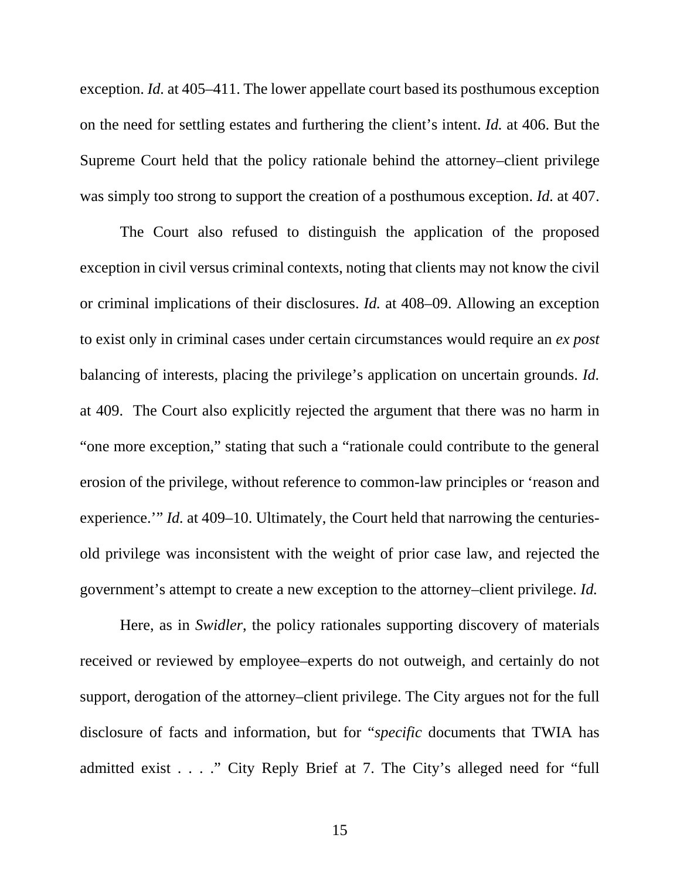exception. *Id.* at 405–411. The lower appellate court based its posthumous exception on the need for settling estates and furthering the client's intent. *Id.* at 406. But the Supreme Court held that the policy rationale behind the attorney–client privilege was simply too strong to support the creation of a posthumous exception. *Id.* at 407.

The Court also refused to distinguish the application of the proposed exception in civil versus criminal contexts, noting that clients may not know the civil or criminal implications of their disclosures. *Id.* at 408–09. Allowing an exception to exist only in criminal cases under certain circumstances would require an *ex post* balancing of interests, placing the privilege's application on uncertain grounds. *Id.* at 409. The Court also explicitly rejected the argument that there was no harm in "one more exception," stating that such a "rationale could contribute to the general erosion of the privilege, without reference to common-law principles or 'reason and experience.'" *Id.* at 409–10. Ultimately, the Court held that narrowing the centuries-old privilege was inconsistent with the weight of prior case law, and rejected the government's attempt to create a new exception to the attorney–client privilege. *Id.*

Here, as in *Swidler*, the policy rationales supporting discovery of materials received or reviewed by employee–experts do not outweigh, and certainly do not support, derogation of the attorney–client privilege. The City argues not for the full disclosure of facts and information, but for "*specific* documents that TWIA has admitted exist . . . ." City Reply Brief at 7. The City's alleged need for "full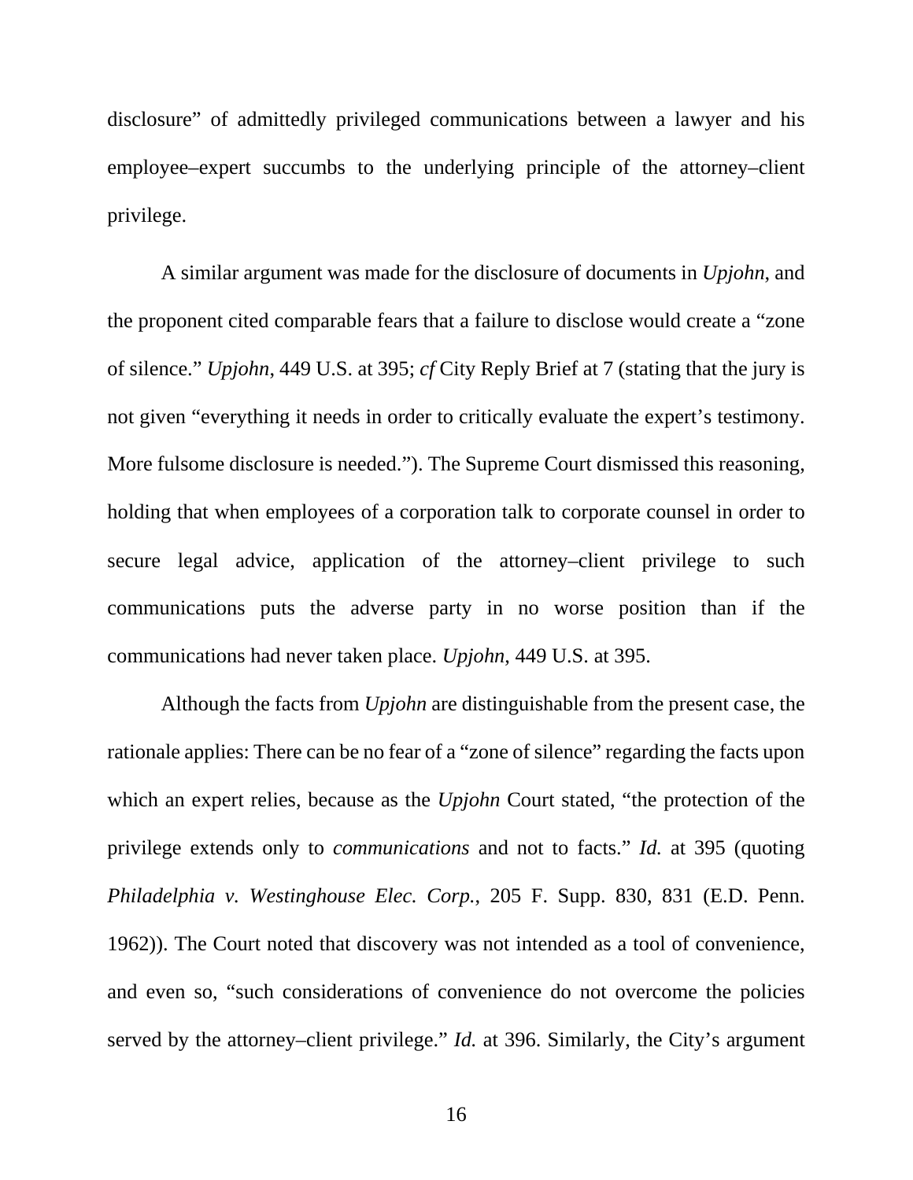disclosure" of admittedly privileged communications between a lawyer and his employee–expert succumbs to the underlying principle of the attorney–client privilege.

A similar argument was made for the disclosure of documents in *Upjohn*, and the proponent cited comparable fears that a failure to disclose would create a "zone of silence." *Upjohn*, 449 U.S. at 395; *cf* City Reply Brief at 7 (stating that the jury is not given "everything it needs in order to critically evaluate the expert's testimony. More fulsome disclosure is needed."). The Supreme Court dismissed this reasoning, holding that when employees of a corporation talk to corporate counsel in order to secure legal advice, application of the attorney–client privilege to such communications puts the adverse party in no worse position than if the communications had never taken place. *Upjohn*, 449 U.S. at 395.

Although the facts from *Upjohn* are distinguishable from the present case, the rationale applies: There can be no fear of a "zone of silence" regarding the facts upon which an expert relies, because as the *Upjohn* Court stated, "the protection of the privilege extends only to *communications* and not to facts." *Id.* at 395 (quoting *Philadelphia v. Westinghouse Elec. Corp.*, 205 F. Supp. 830, 831 (E.D. Penn. 1962)). The Court noted that discovery was not intended as a tool of convenience, and even so, "such considerations of convenience do not overcome the policies served by the attorney–client privilege." *Id.* at 396. Similarly, the City's argument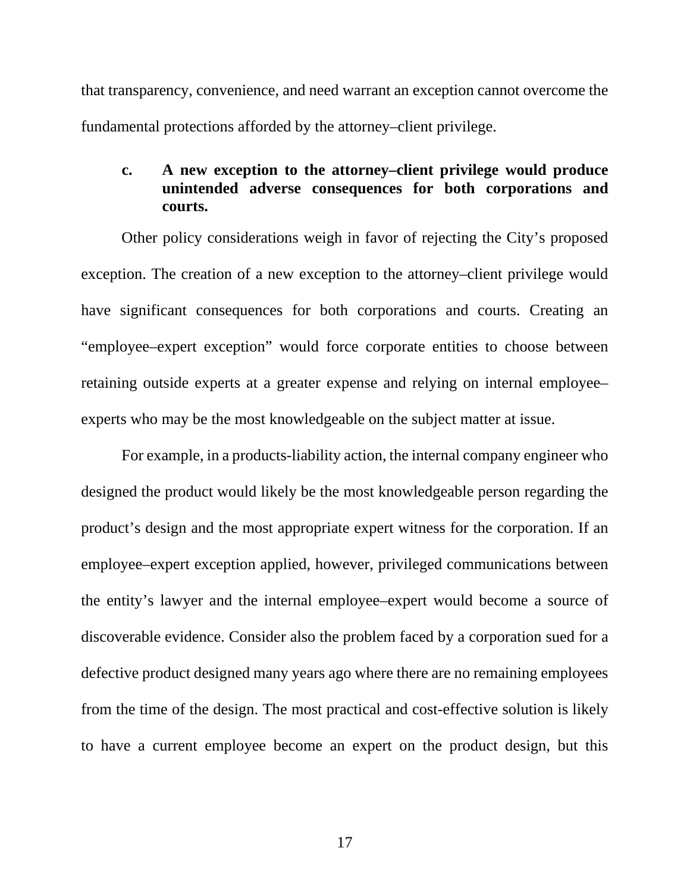that transparency, convenience, and need warrant an exception cannot overcome the fundamental protections afforded by the attorney–client privilege.

#### c. A new exception to the attorney–client privilege would produce unintended adverse consequences for both corporations and courts.

Other policy considerations weigh in favor of rejecting the City's proposed exception. The creation of a new exception to the attorney–client privilege would have significant consequences for both corporations and courts. Creating an "employee–expert exception" would force corporate entities to choose between retaining outside experts at a greater expense and relying on internal employee–experts who may be the most knowledgeable on the subject matter at issue.

For example, in a products-liability action, the internal company engineer who designed the product would likely be the most knowledgeable person regarding the product's design and the most appropriate expert witness for the corporation. If an employee–expert exception applied, however, privileged communications between the entity's lawyer and the internal employee–expert would become a source of discoverable evidence. Consider also the problem faced by a corporation sued for a defective product designed many years ago where there are no remaining employees from the time of the design. The most practical and cost-effective solution is likely to have a current employee become an expert on the product design, but this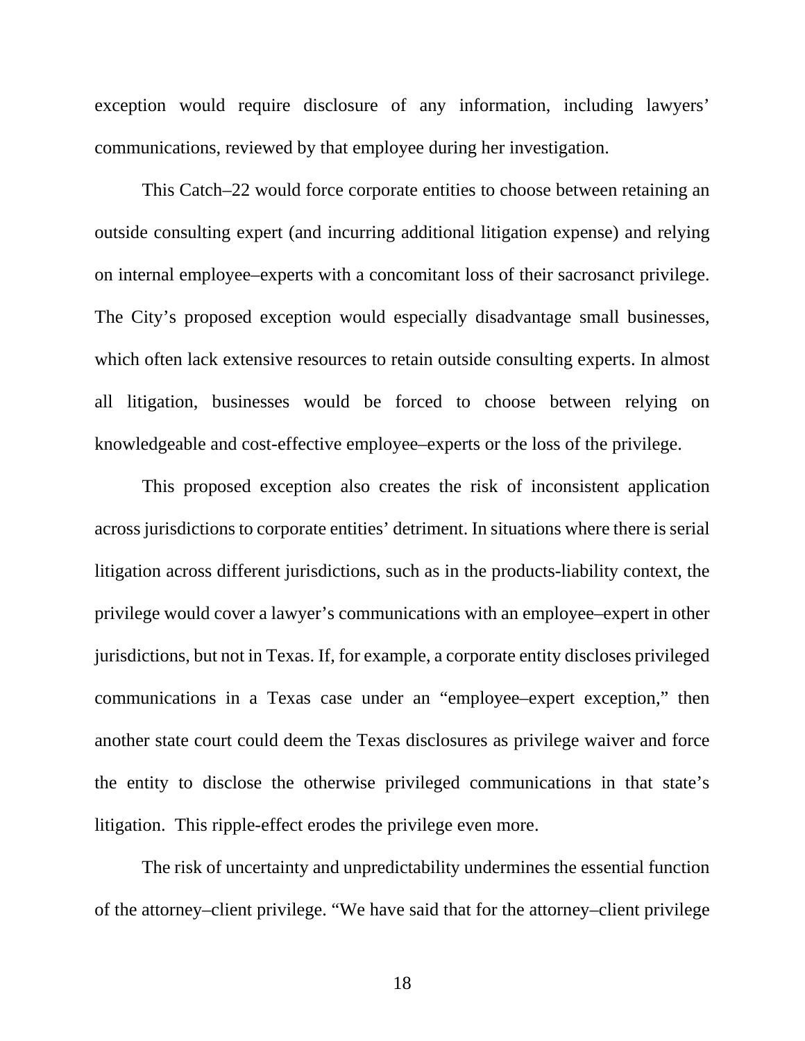exception would require disclosure of any information, including lawyers' communications, reviewed by that employee during her investigation.

This Catch–22 would force corporate entities to choose between retaining an outside consulting expert (and incurring additional litigation expense) and relying on internal employee–experts with a concomitant loss of their sacrosanct privilege. The City's proposed exception would especially disadvantage small businesses, which often lack extensive resources to retain outside consulting experts. In almost all litigation, businesses would be forced to choose between relying on knowledgeable and cost-effective employee–experts or the loss of the privilege.

This proposed exception also creates the risk of inconsistent application across jurisdictions to corporate entities' detriment. In situations where there is serial litigation across different jurisdictions, such as in the products-liability context, the privilege would cover a lawyer's communications with an employee–expert in other jurisdictions, but not in Texas. If, for example, a corporate entity discloses privileged communications in a Texas case under an "employee–expert exception," then another state court could deem the Texas disclosures as privilege waiver and force the entity to disclose the otherwise privileged communications in that state's litigation. This ripple-effect erodes the privilege even more.

The risk of uncertainty and unpredictability undermines the essential function of the attorney–client privilege. "We have said that for the attorney–client privilege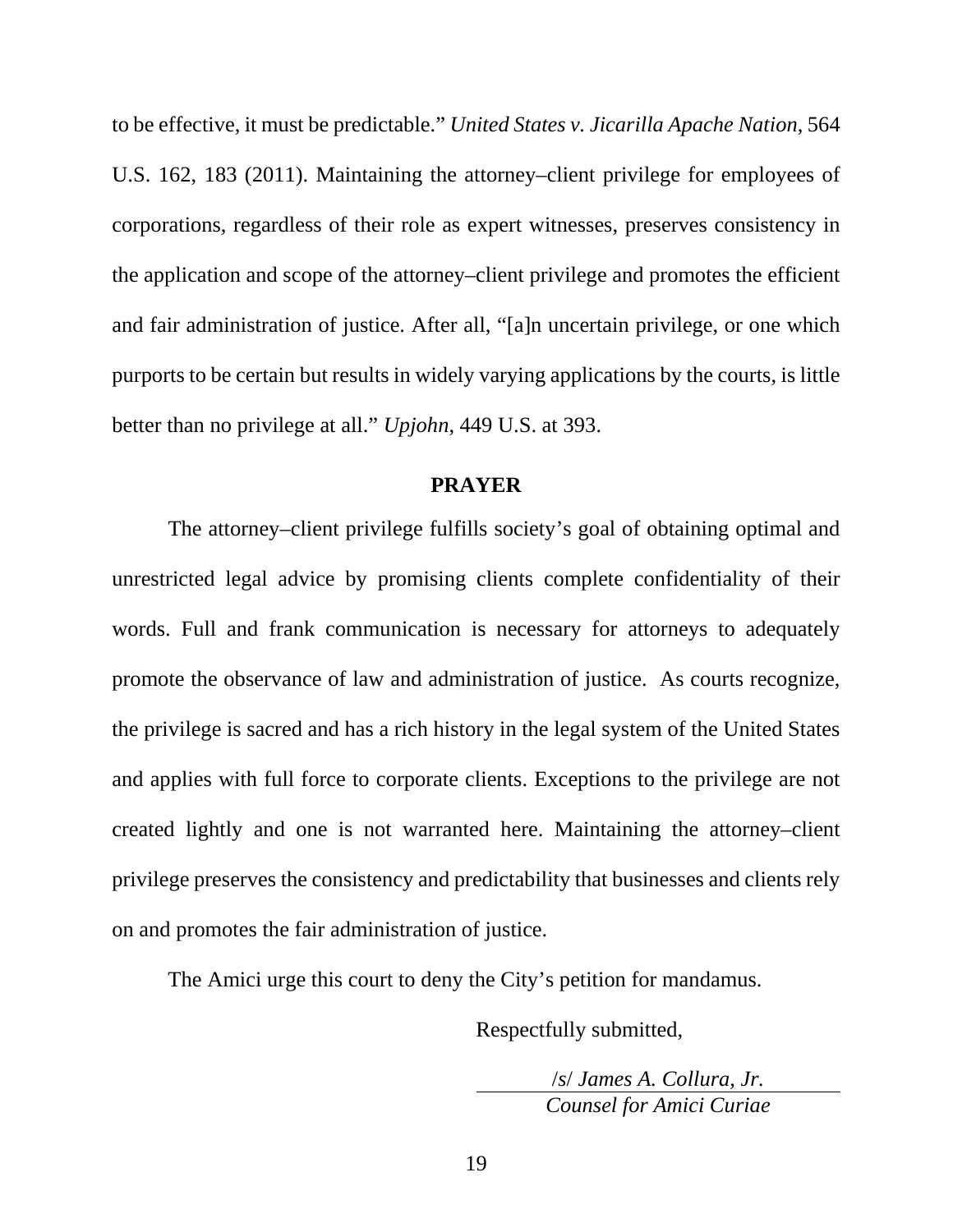to be effective, it must be predictable." *United States v. Jicarilla Apache Nation*, 564 U.S. 162, 183 (2011). Maintaining the attorney–client privilege for employees of corporations, regardless of their role as expert witnesses, preserves consistency in the application and scope of the attorney–client privilege and promotes the efficient and fair administration of justice. After all, "[a]n uncertain privilege, or one which purports to be certain but results in widely varying applications by the courts, is little better than no privilege at all." *Upjohn*, 449 U.S. at 393.

## PRAYER

The attorney–client privilege fulfills society's goal of obtaining optimal and unrestricted legal advice by promising clients complete confidentiality of their words. Full and frank communication is necessary for attorneys to adequately promote the observance of law and administration of justice. As courts recognize, the privilege is sacred and has a rich history in the legal system of the United States and applies with full force to corporate clients. Exceptions to the privilege are not created lightly and one is not warranted here. Maintaining the attorney–client privilege preserves the consistency and predictability that businesses and clients rely on and promotes the fair administration of justice.

The Amici urge this court to deny the City's petition for mandamus.

Respectfully submitted,

/s/ *James A. Collura, Jr.*
*Counsel for Amici Curiae*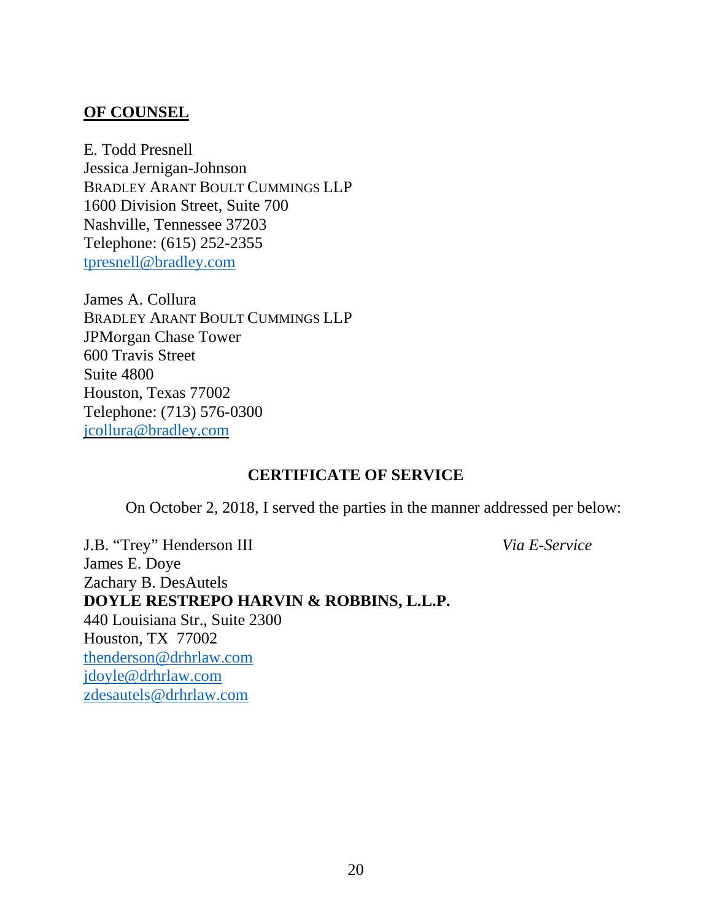**OF COUNSEL**

E. Todd Presnell  
Jessica Jernigan-Johnson  
BRADLEY ARANT BOULT CUMMINGS LLP  
1600 Division Street, Suite 700  
Nashville, Tennessee 37203  
Telephone: (615) 252-2355  
tpresnell@bradley.com

James A. Collura  
BRADLEY ARANT BOULT CUMMINGS LLP  
JPMorgan Chase Tower  
600 Travis Street  
Suite 4800  
Houston, Texas 77002  
Telephone: (713) 576-0300  
jcollura@bradley.com

**CERTIFICATE OF SERVICE**

On October 2, 2018, I served the parties in the manner addressed per below:

J.B. "Trey" Henderson III *Via E-Service*  
James E. Doye  
Zachary B. DesAutels  
**DOYLE RESTREPO HARVIN & ROBBINS, L.L.P.**  
440 Louisiana Str., Suite 2300  
Houston, TX 77002  
thenderson@drhrlaw.com  
jdoyle@drhrlaw.com  
zdesautels@drhrlaw.com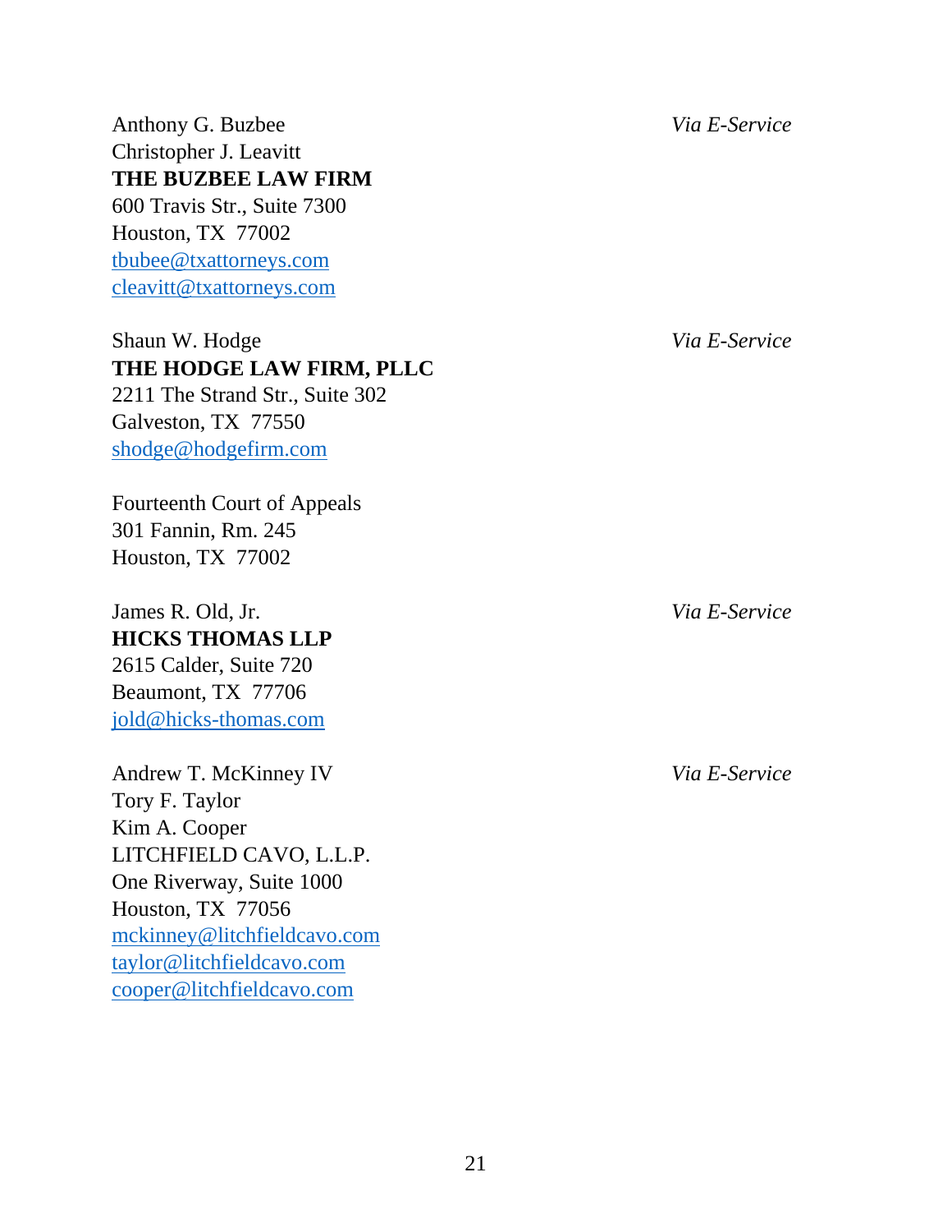Anthony G. Buzbee
Christopher J. Leavitt
**THE BUZBEE LAW FIRM**
600 Travis Str., Suite 7300
Houston, TX 77002
tbubee@txattorneys.com
cleavitt@txattorneys.com

*Via E-Service*

Shaun W. Hodge
**THE HODGE LAW FIRM, PLLC**
2211 The Strand Str., Suite 302
Galveston, TX 77550
shodge@hodgefirm.com

*Via E-Service*

Fourteenth Court of Appeals
301 Fannin, Rm. 245
Houston, TX 77002

James R. Old, Jr.
**HICKS THOMAS LLP**
2615 Calder, Suite 720
Beaumont, TX 77706
jold@hicks-thomas.com

*Via E-Service*

Andrew T. McKinney IV
Tory F. Taylor
Kim A. Cooper
LITCHFIELD CAVO, L.L.P.
One Riverway, Suite 1000
Houston, TX 77056
mckinney@litchfieldcavo.com
taylor@litchfieldcavo.com
cooper@litchfieldcavo.com

*Via E-Service*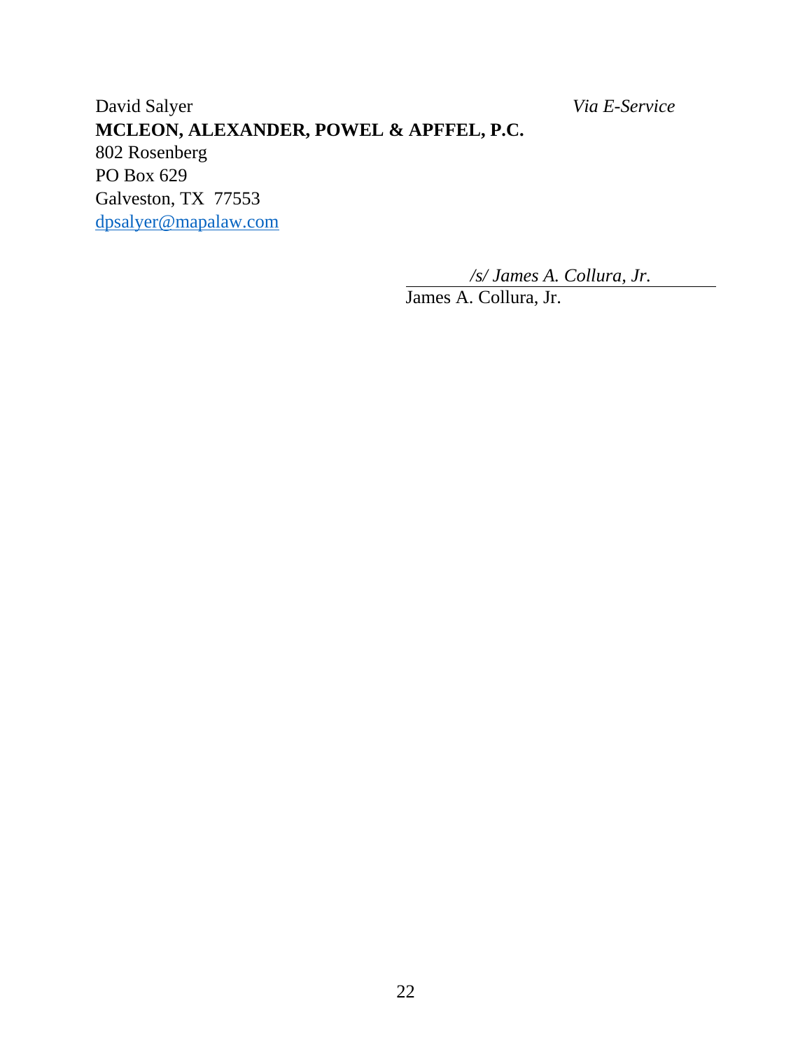David Salyer *Via E-Service*
**MCLEON, ALEXANDER, POWEL & APFFEL, P.C.**
802 Rosenberg
PO Box 629
Galveston, TX 77553
dpsalyer@mapalaw.com

*/s/ James A. Collura, Jr.*
James A. Collura, Jr.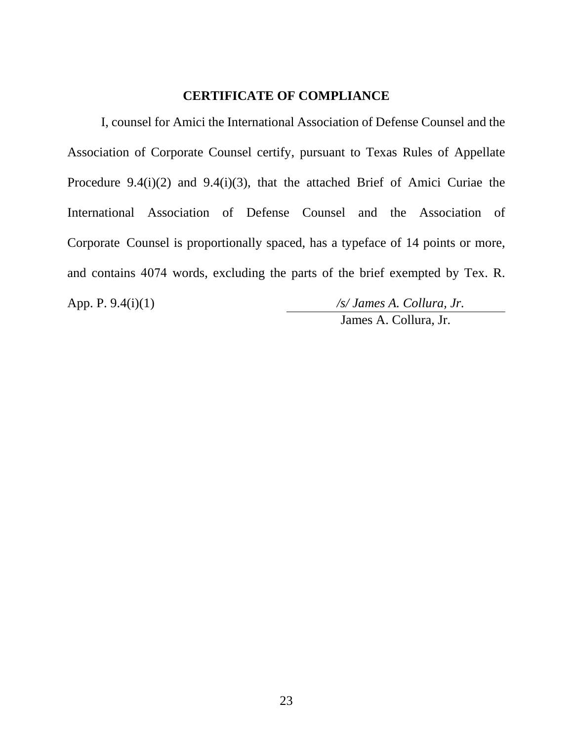## CERTIFICATE OF COMPLIANCE

I, counsel for Amici the International Association of Defense Counsel and the Association of Corporate Counsel certify, pursuant to Texas Rules of Appellate Procedure 9.4(i)(2) and 9.4(i)(3), that the attached Brief of Amici Curiae the International Association of Defense Counsel and the Association of Corporate Counsel is proportionally spaced, has a typeface of 14 points or more, and contains 4074 words, excluding the parts of the brief exempted by Tex. R. App. P. 9.4(i)(1)

*/s/ James A. Collura, Jr.*

James A. Collura, Jr.